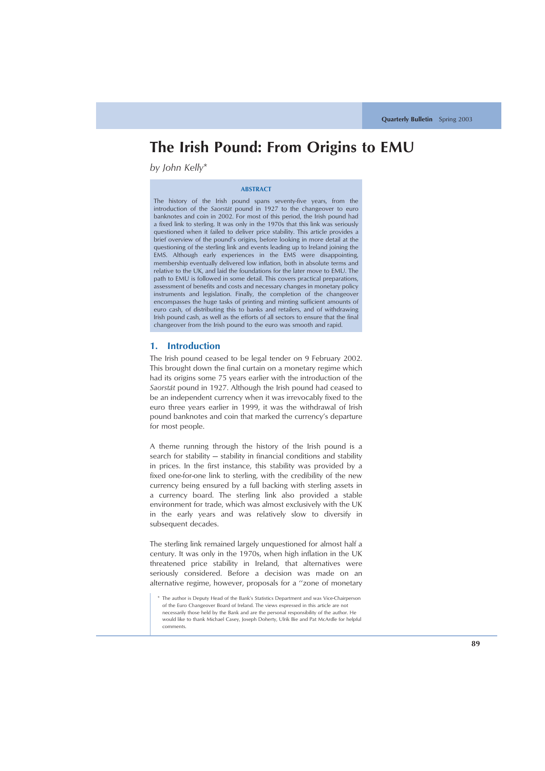# The Irish Pound: From Origins to EMU

*by John Kelly\**

### ABSTRACT

The history of the Irish pound spans seventy-five years, from the introduction of the *Saorstát* pound in 1927 to the changeover to euro banknotes and coin in 2002. For most of this period, the Irish pound had a fixed link to sterling. It was only in the 1970s that this link was seriously questioned when it failed to deliver price stability. This article provides a brief overview of the pound's origins, before looking in more detail at the questioning of the sterling link and events leading up to Ireland joining the EMS. Although early experiences in the EMS were disappointing, membership eventually delivered low inflation, both in absolute terms and relative to the UK, and laid the foundations for the later move to EMU. The path to EMU is followed in some detail. This covers practical preparations, assessment of benefits and costs and necessary changes in monetary policy instruments and legislation. Finally, the completion of the changeover encompasses the huge tasks of printing and minting sufficient amounts of euro cash, of distributing this to banks and retailers, and of withdrawing Irish pound cash, as well as the efforts of all sectors to ensure that the final changeover from the Irish pound to the euro was smooth and rapid.

## 1. Introduction

The Irish pound ceased to be legal tender on 9 February 2002. This brought down the final curtain on a monetary regime which had its origins some 75 years earlier with the introduction of the *Saorstát* pound in 1927. Although the Irish pound had ceased to be an independent currency when it was irrevocably fixed to the euro three years earlier in 1999, it was the withdrawal of Irish pound banknotes and coin that marked the currency's departure for most people.

A theme running through the history of the Irish pound is a search for stability — stability in financial conditions and stability in prices. In the first instance, this stability was provided by a fixed one-for-one link to sterling, with the credibility of the new currency being ensured by a full backing with sterling assets in a currency board. The sterling link also provided a stable environment for trade, which was almost exclusively with the UK in the early years and was relatively slow to diversify in subsequent decades.

The sterling link remained largely unquestioned for almost half a century. It was only in the 1970s, when high inflation in the UK threatened price stability in Ireland, that alternatives were seriously considered. Before a decision was made on an alternative regime, however, proposals for a "zone of monetary

\* The author is Deputy Head of the Bank's Statistics Department and was Vice-Chairperson of the Euro Changeover Board of Ireland. The views expressed in this article are not necessarily those held by the Bank and are the personal responsibility of the author. He would like to thank Michael Casey, Joseph Doherty, Ulrik Bie and Pat McArdle for helpful comments.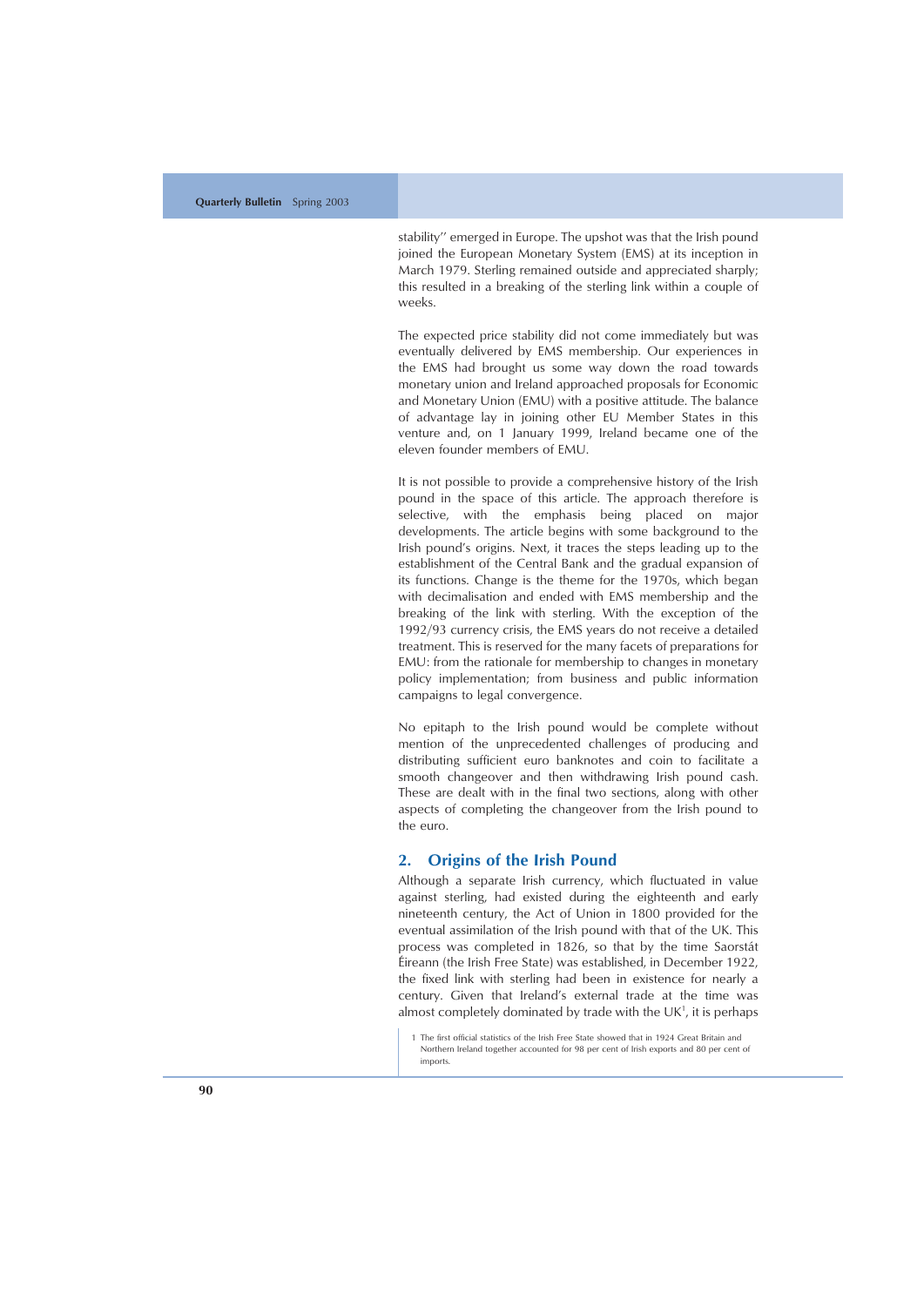stability'' emerged in Europe. The upshot was that the Irish pound joined the European Monetary System (EMS) at its inception in March 1979. Sterling remained outside and appreciated sharply; this resulted in a breaking of the sterling link within a couple of weeks.

The expected price stability did not come immediately but was eventually delivered by EMS membership. Our experiences in the EMS had brought us some way down the road towards monetary union and Ireland approached proposals for Economic and Monetary Union (EMU) with a positive attitude. The balance of advantage lay in joining other EU Member States in this venture and, on 1 January 1999, Ireland became one of the eleven founder members of EMU.

It is not possible to provide a comprehensive history of the Irish pound in the space of this article. The approach therefore is selective, with the emphasis being placed on major developments. The article begins with some background to the Irish pound's origins. Next, it traces the steps leading up to the establishment of the Central Bank and the gradual expansion of its functions. Change is the theme for the 1970s, which began with decimalisation and ended with EMS membership and the breaking of the link with sterling. With the exception of the 1992/93 currency crisis, the EMS years do not receive a detailed treatment. This is reserved for the many facets of preparations for EMU: from the rationale for membership to changes in monetary policy implementation; from business and public information campaigns to legal convergence.

No epitaph to the Irish pound would be complete without mention of the unprecedented challenges of producing and distributing sufficient euro banknotes and coin to facilitate a smooth changeover and then withdrawing Irish pound cash. These are dealt with in the final two sections, along with other aspects of completing the changeover from the Irish pound to the euro.

## 2. Origins of the Irish Pound

Although a separate Irish currency, which fluctuated in value against sterling, had existed during the eighteenth and early nineteenth century, the Act of Union in 1800 provided for the eventual assimilation of the Irish pound with that of the UK. This process was completed in 1826, so that by the time Saorstát Éireann (the Irish Free State) was established, in December 1922, the fixed link with sterling had been in existence for nearly a century. Given that Ireland's external trade at the time was almost completely dominated by trade with the UK[1], it is perhaps

1 The first official statistics of the Irish Free State showed that in 1924 Great Britain and Northern Ireland together accounted for 98 per cent of Irish exports and 80 per cent of imports.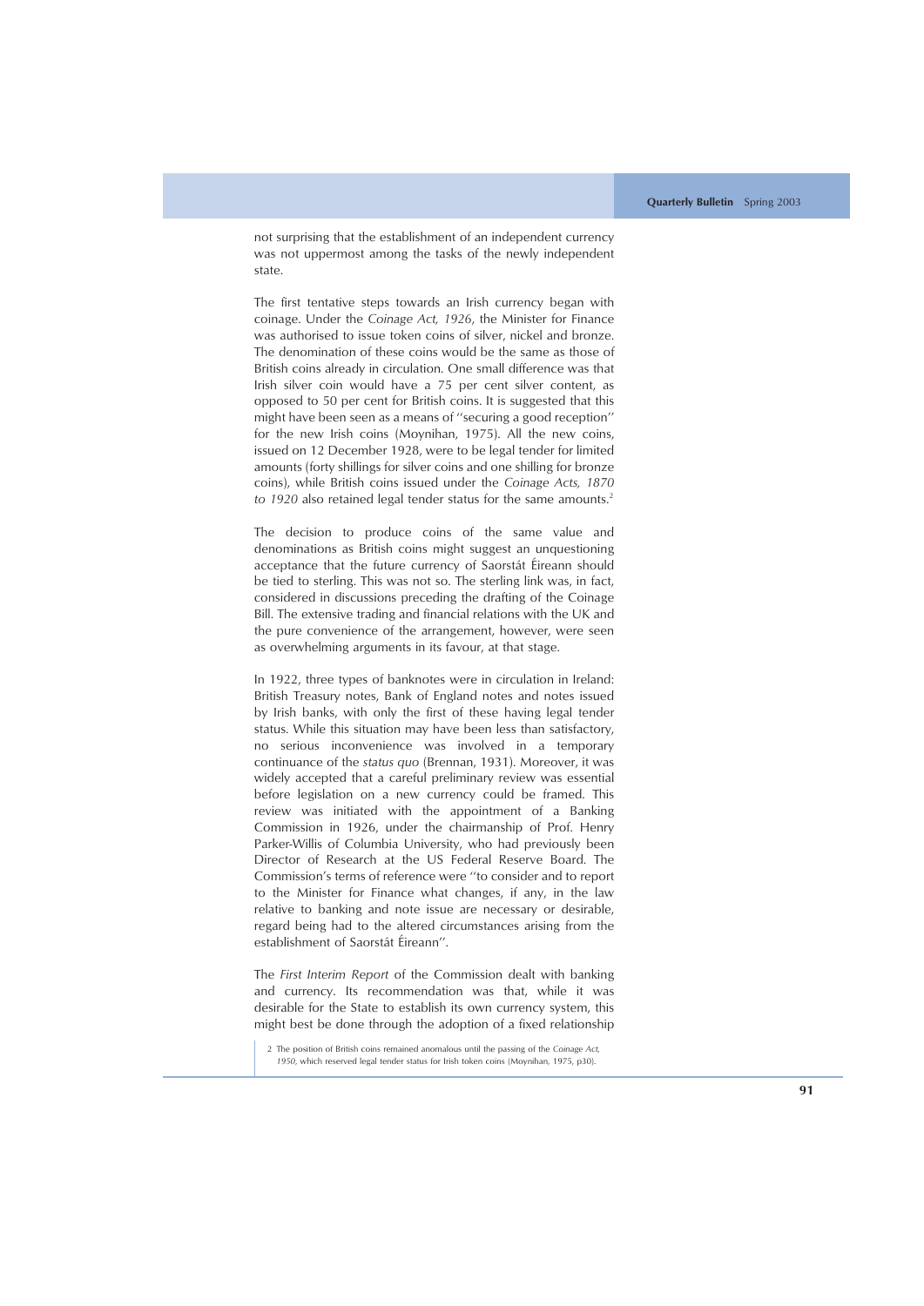not surprising that the establishment of an independent currency was not uppermost among the tasks of the newly independent state.

The first tentative steps towards an Irish currency began with coinage. Under the *Coinage Act, 1926*, the Minister for Finance was authorised to issue token coins of silver, nickel and bronze. The denomination of these coins would be the same as those of British coins already in circulation. One small difference was that Irish silver coin would have a 75 per cent silver content, as opposed to 50 per cent for British coins. It is suggested that this might have been seen as a means of ''securing a good reception'' for the new Irish coins (Moynihan, 1975). All the new coins, issued on 12 December 1928, were to be legal tender for limited amounts (forty shillings for silver coins and one shilling for bronze coins), while British coins issued under the *Coinage Acts, 1870 to 1920* also retained legal tender status for the same amounts.[2]

The decision to produce coins of the same value and denominations as British coins might suggest an unquestioning acceptance that the future currency of Saorstát Éireann should be tied to sterling. This was not so. The sterling link was, in fact, considered in discussions preceding the drafting of the Coinage Bill. The extensive trading and financial relations with the UK and the pure convenience of the arrangement, however, were seen as overwhelming arguments in its favour, at that stage.

In 1922, three types of banknotes were in circulation in Ireland: British Treasury notes, Bank of England notes and notes issued by Irish banks, with only the first of these having legal tender status. While this situation may have been less than satisfactory, no serious inconvenience was involved in a temporary continuance of the *status quo* (Brennan, 1931). Moreover, it was widely accepted that a careful preliminary review was essential before legislation on a new currency could be framed. This review was initiated with the appointment of a Banking Commission in 1926, under the chairmanship of Prof. Henry Parker-Willis of Columbia University, who had previously been Director of Research at the US Federal Reserve Board. The Commission's terms of reference were ''to consider and to report to the Minister for Finance what changes, if any, in the law relative to banking and note issue are necessary or desirable, regard being had to the altered circumstances arising from the establishment of Saorstát Éireann''.

The *First Interim Report* of the Commission dealt with banking and currency. Its recommendation was that, while it was desirable for the State to establish its own currency system, this might best be done through the adoption of a fixed relationship

2 The position of British coins remained anomalous until the passing of the *Coinage Act, 1950*, which reserved legal tender status for Irish token coins (Moynihan, 1975, p30).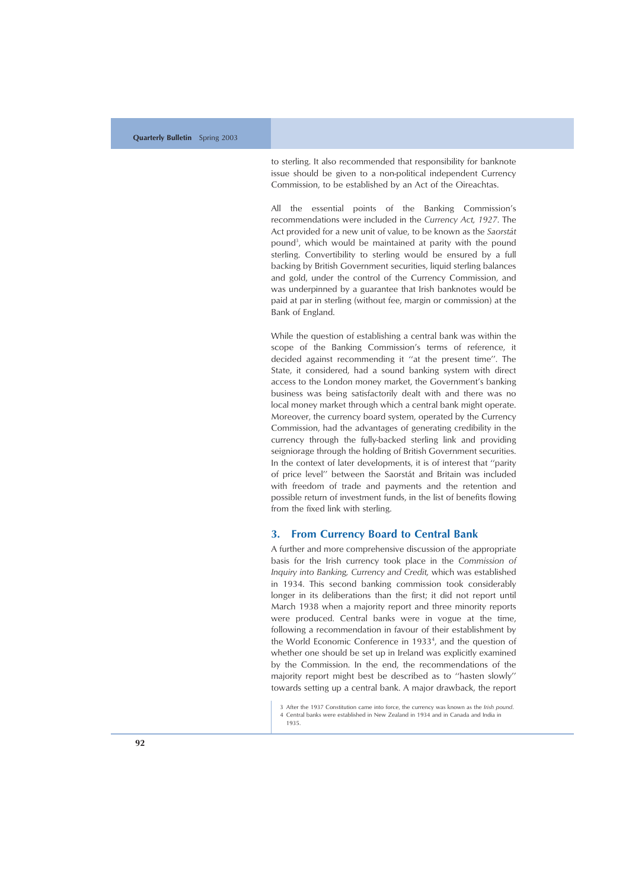to sterling. It also recommended that responsibility for banknote issue should be given to a non-political independent Currency Commission, to be established by an Act of the Oireachtas.

All the essential points of the Banking Commission's recommendations were included in the *Currency Act, 1927*. The Act provided for a new unit of value, to be known as the *Saorstát* pound[3], which would be maintained at parity with the pound sterling. Convertibility to sterling would be ensured by a full backing by British Government securities, liquid sterling balances and gold, under the control of the Currency Commission, and was underpinned by a guarantee that Irish banknotes would be paid at par in sterling (without fee, margin or commission) at the Bank of England.

While the question of establishing a central bank was within the scope of the Banking Commission's terms of reference, it decided against recommending it ''at the present time''. The State, it considered, had a sound banking system with direct access to the London money market, the Government's banking business was being satisfactorily dealt with and there was no local money market through which a central bank might operate. Moreover, the currency board system, operated by the Currency Commission, had the advantages of generating credibility in the currency through the fully-backed sterling link and providing seigniorage through the holding of British Government securities. In the context of later developments, it is of interest that ''parity of price level'' between the Saorstát and Britain was included with freedom of trade and payments and the retention and possible return of investment funds, in the list of benefits flowing from the fixed link with sterling.

## 3. From Currency Board to Central Bank

A further and more comprehensive discussion of the appropriate basis for the Irish currency took place in the *Commission of Inquiry into Banking, Currency and Credit,* which was established in 1934. This second banking commission took considerably longer in its deliberations than the first; it did not report until March 1938 when a majority report and three minority reports were produced. Central banks were in vogue at the time, following a recommendation in favour of their establishment by the World Economic Conference in 1933[4], and the question of whether one should be set up in Ireland was explicitly examined by the Commission. In the end, the recommendations of the majority report might best be described as to ''hasten slowly'' towards setting up a central bank. A major drawback, the report

3 After the 1937 Constitution came into force, the currency was known as the *Irish pound*.
4 Central banks were established in New Zealand in 1934 and in Canada and India in 1935.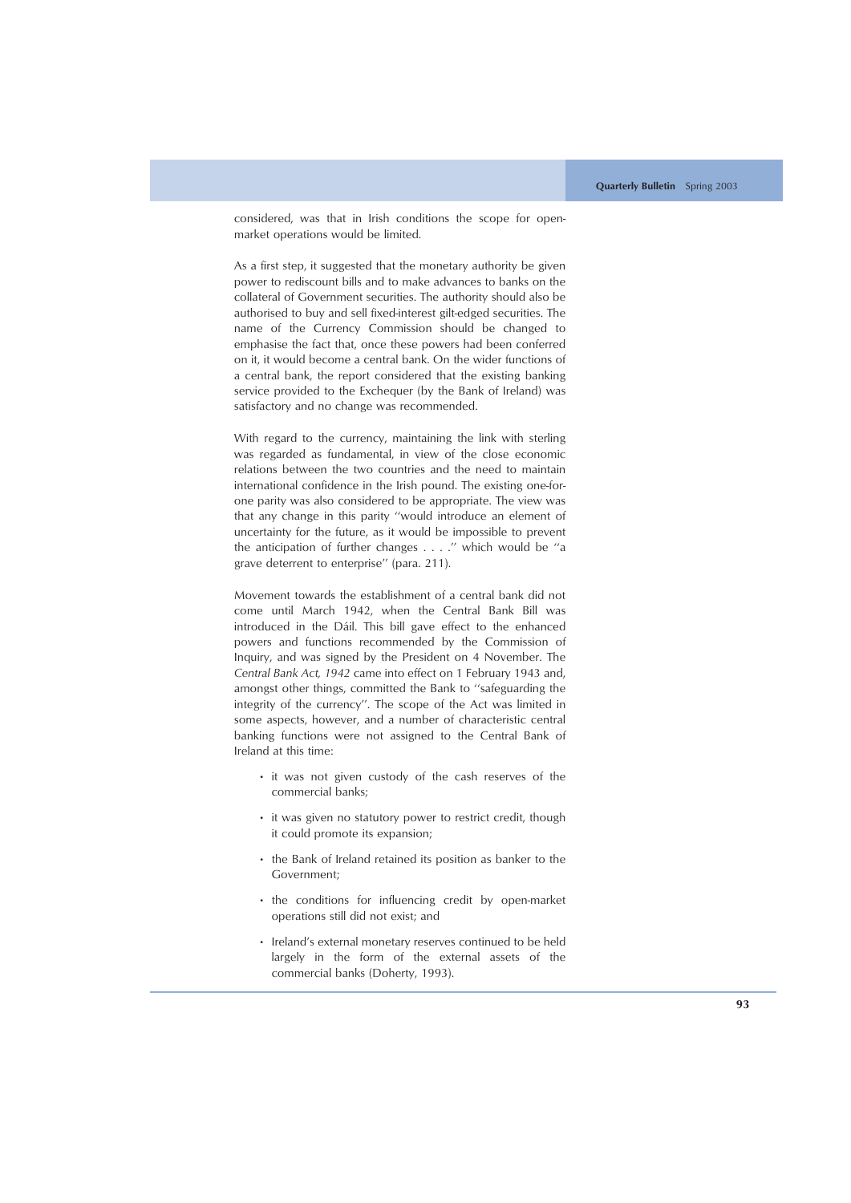considered, was that in Irish conditions the scope for open-market operations would be limited.

As a first step, it suggested that the monetary authority be given power to rediscount bills and to make advances to banks on the collateral of Government securities. The authority should also be authorised to buy and sell fixed-interest gilt-edged securities. The name of the Currency Commission should be changed to emphasise the fact that, once these powers had been conferred on it, it would become a central bank. On the wider functions of a central bank, the report considered that the existing banking service provided to the Exchequer (by the Bank of Ireland) was satisfactory and no change was recommended.

With regard to the currency, maintaining the link with sterling was regarded as fundamental, in view of the close economic relations between the two countries and the need to maintain international confidence in the Irish pound. The existing one-for-one parity was also considered to be appropriate. The view was that any change in this parity ''would introduce an element of uncertainty for the future, as it would be impossible to prevent the anticipation of further changes . . . .'' which would be ''a grave deterrent to enterprise'' (para. 211).

Movement towards the establishment of a central bank did not come until March 1942, when the Central Bank Bill was introduced in the Dáil. This bill gave effect to the enhanced powers and functions recommended by the Commission of Inquiry, and was signed by the President on 4 November. The *Central Bank Act, 1942* came into effect on 1 February 1943 and, amongst other things, committed the Bank to ''safeguarding the integrity of the currency''. The scope of the Act was limited in some aspects, however, and a number of characteristic central banking functions were not assigned to the Central Bank of Ireland at this time:

- it was not given custody of the cash reserves of the commercial banks;
- it was given no statutory power to restrict credit, though it could promote its expansion;
- the Bank of Ireland retained its position as banker to the Government;
- the conditions for influencing credit by open-market operations still did not exist; and
- Ireland's external monetary reserves continued to be held largely in the form of the external assets of the commercial banks (Doherty, 1993).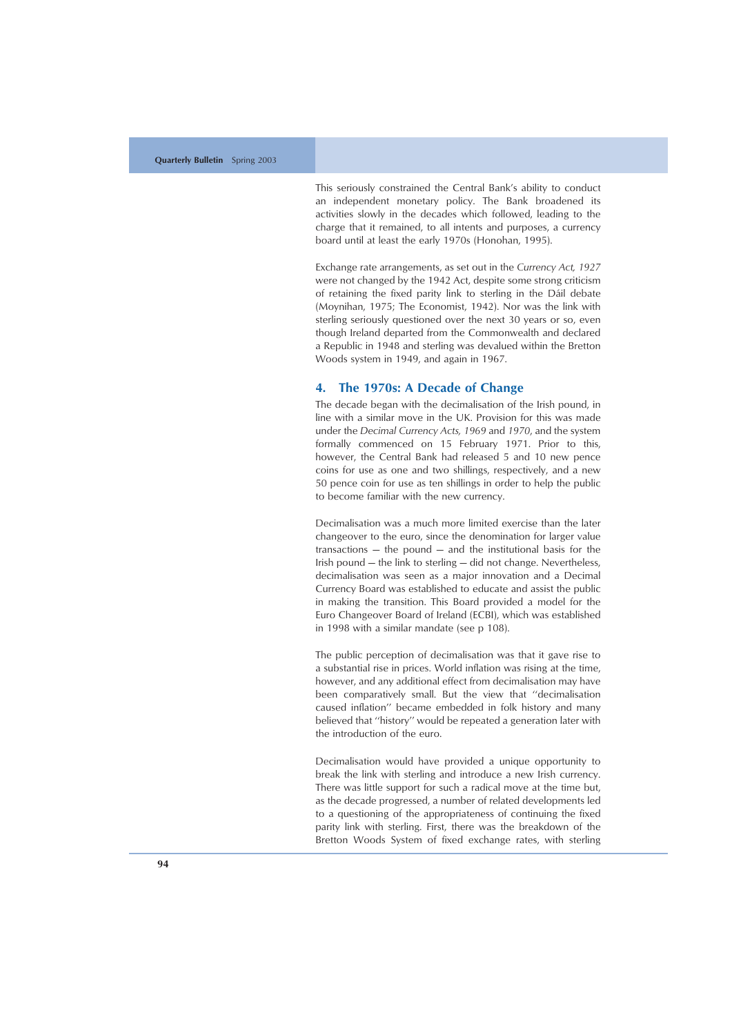This seriously constrained the Central Bank's ability to conduct an independent monetary policy. The Bank broadened its activities slowly in the decades which followed, leading to the charge that it remained, to all intents and purposes, a currency board until at least the early 1970s (Honohan, 1995).

Exchange rate arrangements, as set out in the *Currency Act, 1927* were not changed by the 1942 Act, despite some strong criticism of retaining the fixed parity link to sterling in the Dáil debate (Moynihan, 1975; The Economist, 1942). Nor was the link with sterling seriously questioned over the next 30 years or so, even though Ireland departed from the Commonwealth and declared a Republic in 1948 and sterling was devalued within the Bretton Woods system in 1949, and again in 1967.

## 4. The 1970s: A Decade of Change

The decade began with the decimalisation of the Irish pound, in line with a similar move in the UK. Provision for this was made under the *Decimal Currency Acts, 1969* and *1970*, and the system formally commenced on 15 February 1971. Prior to this, however, the Central Bank had released 5 and 10 new pence coins for use as one and two shillings, respectively, and a new 50 pence coin for use as ten shillings in order to help the public to become familiar with the new currency.

Decimalisation was a much more limited exercise than the later changeover to the euro, since the denomination for larger value transactions — the pound — and the institutional basis for the Irish pound — the link to sterling — did not change. Nevertheless, decimalisation was seen as a major innovation and a Decimal Currency Board was established to educate and assist the public in making the transition. This Board provided a model for the Euro Changeover Board of Ireland (ECBI), which was established in 1998 with a similar mandate (see p 108).

The public perception of decimalisation was that it gave rise to a substantial rise in prices. World inflation was rising at the time, however, and any additional effect from decimalisation may have been comparatively small. But the view that "decimalisation caused inflation" became embedded in folk history and many believed that "history" would be repeated a generation later with the introduction of the euro.

Decimalisation would have provided a unique opportunity to break the link with sterling and introduce a new Irish currency. There was little support for such a radical move at the time but, as the decade progressed, a number of related developments led to a questioning of the appropriateness of continuing the fixed parity link with sterling. First, there was the breakdown of the Bretton Woods System of fixed exchange rates, with sterling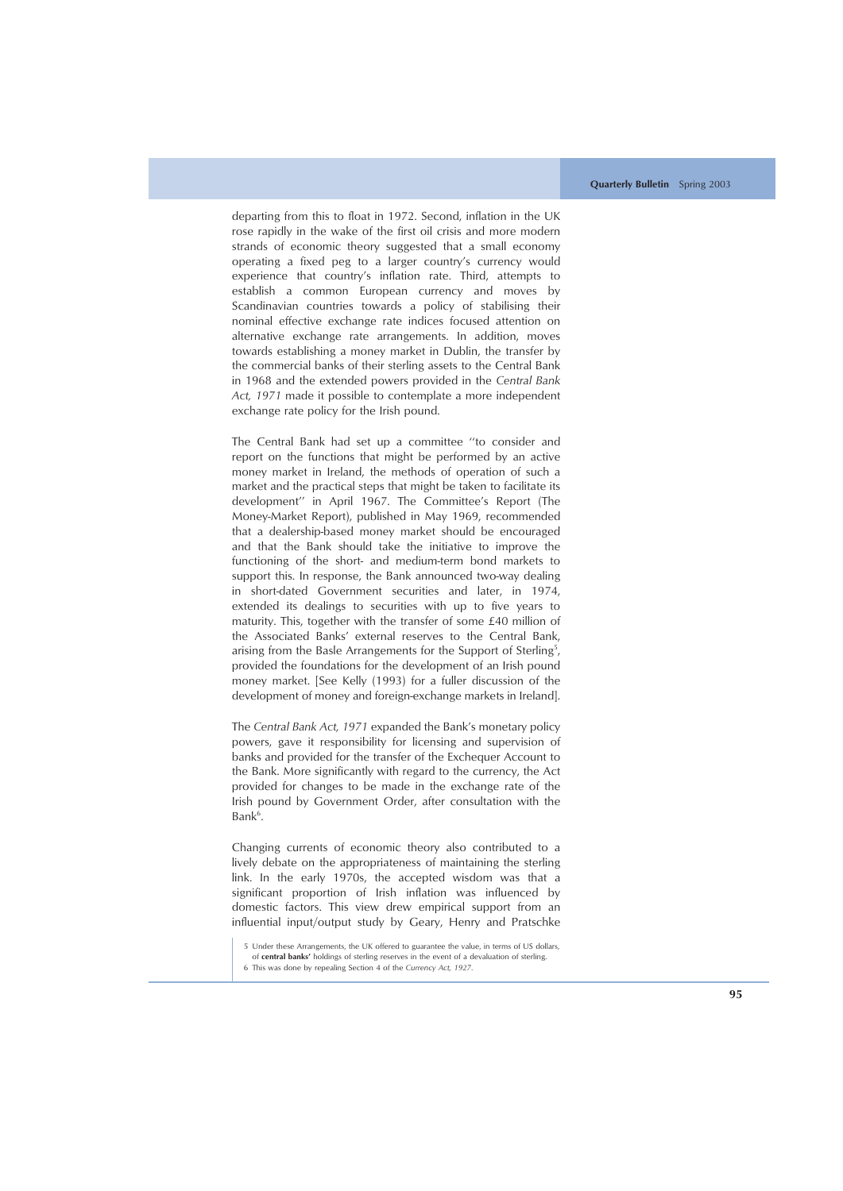departing from this to float in 1972. Second, inflation in the UK rose rapidly in the wake of the first oil crisis and more modern strands of economic theory suggested that a small economy operating a fixed peg to a larger country's currency would experience that country's inflation rate. Third, attempts to establish a common European currency and moves by Scandinavian countries towards a policy of stabilising their nominal effective exchange rate indices focused attention on alternative exchange rate arrangements. In addition, moves towards establishing a money market in Dublin, the transfer by the commercial banks of their sterling assets to the Central Bank in 1968 and the extended powers provided in the *Central Bank Act, 1971* made it possible to contemplate a more independent exchange rate policy for the Irish pound.

The Central Bank had set up a committee "to consider and report on the functions that might be performed by an active money market in Ireland, the methods of operation of such a market and the practical steps that might be taken to facilitate its development" in April 1967. The Committee's Report (The Money-Market Report), published in May 1969, recommended that a dealership-based money market should be encouraged and that the Bank should take the initiative to improve the functioning of the short- and medium-term bond markets to support this. In response, the Bank announced two-way dealing in short-dated Government securities and later, in 1974, extended its dealings to securities with up to five years to maturity. This, together with the transfer of some £40 million of the Associated Banks' external reserves to the Central Bank, arising from the Basle Arrangements for the Support of Sterling[5], provided the foundations for the development of an Irish pound money market. [See Kelly (1993) for a fuller discussion of the development of money and foreign-exchange markets in Ireland].

The *Central Bank Act, 1971* expanded the Bank's monetary policy powers, gave it responsibility for licensing and supervision of banks and provided for the transfer of the Exchequer Account to the Bank. More significantly with regard to the currency, the Act provided for changes to be made in the exchange rate of the Irish pound by Government Order, after consultation with the Bank[6].

Changing currents of economic theory also contributed to a lively debate on the appropriateness of maintaining the sterling link. In the early 1970s, the accepted wisdom was that a significant proportion of Irish inflation was influenced by domestic factors. This view drew empirical support from an influential input/output study by Geary, Henry and Pratschke

5 Under these Arrangements, the UK offered to guarantee the value, in terms of US dollars, of **central banks'** holdings of sterling reserves in the event of a devaluation of sterling.

6 This was done by repealing Section 4 of the *Currency Act, 1927*.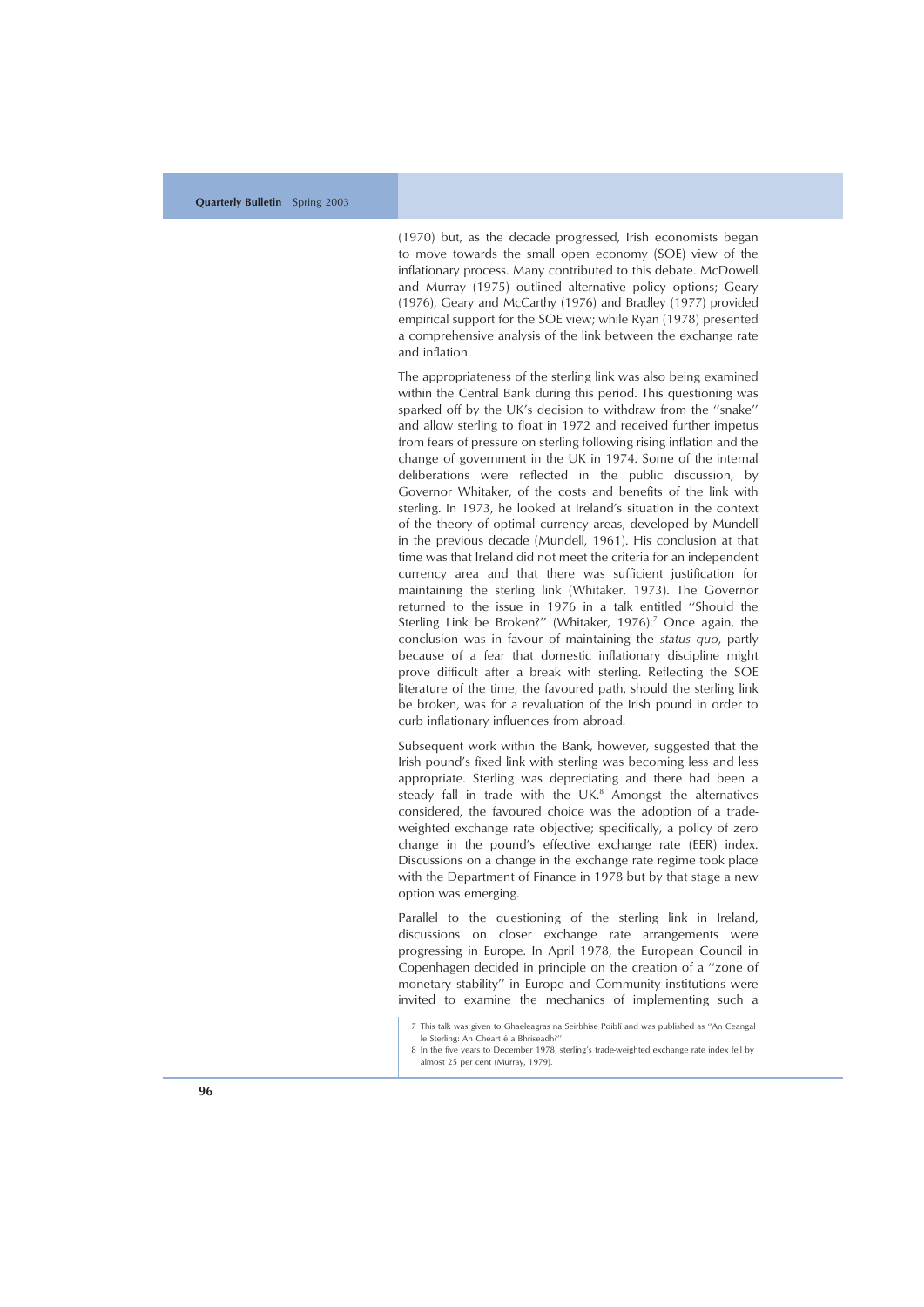(1970) but, as the decade progressed, Irish economists began to move towards the small open economy (SOE) view of the inflationary process. Many contributed to this debate. McDowell and Murray (1975) outlined alternative policy options; Geary (1976), Geary and McCarthy (1976) and Bradley (1977) provided empirical support for the SOE view; while Ryan (1978) presented a comprehensive analysis of the link between the exchange rate and inflation.

The appropriateness of the sterling link was also being examined within the Central Bank during this period. This questioning was sparked off by the UK's decision to withdraw from the "snake" and allow sterling to float in 1972 and received further impetus from fears of pressure on sterling following rising inflation and the change of government in the UK in 1974. Some of the internal deliberations were reflected in the public discussion, by Governor Whitaker, of the costs and benefits of the link with sterling. In 1973, he looked at Ireland's situation in the context of the theory of optimal currency areas, developed by Mundell in the previous decade (Mundell, 1961). His conclusion at that time was that Ireland did not meet the criteria for an independent currency area and that there was sufficient justification for maintaining the sterling link (Whitaker, 1973). The Governor returned to the issue in 1976 in a talk entitled "Should the Sterling Link be Broken?" (Whitaker, 1976).[7] Once again, the conclusion was in favour of maintaining the *status quo*, partly because of a fear that domestic inflationary discipline might prove difficult after a break with sterling. Reflecting the SOE literature of the time, the favoured path, should the sterling link be broken, was for a revaluation of the Irish pound in order to curb inflationary influences from abroad.

Subsequent work within the Bank, however, suggested that the Irish pound's fixed link with sterling was becoming less and less appropriate. Sterling was depreciating and there had been a steady fall in trade with the UK.[8] Amongst the alternatives considered, the favoured choice was the adoption of a trade-weighted exchange rate objective; specifically, a policy of zero change in the pound's effective exchange rate (EER) index. Discussions on a change in the exchange rate regime took place with the Department of Finance in 1978 but by that stage a new option was emerging.

Parallel to the questioning of the sterling link in Ireland, discussions on closer exchange rate arrangements were progressing in Europe. In April 1978, the European Council in Copenhagen decided in principle on the creation of a "zone of monetary stability" in Europe and Community institutions were invited to examine the mechanics of implementing such a

7 This talk was given to Ghaeleagras na Seirbhíse Poiblí and was published as "An Ceangal le Sterling: An Cheart é a Bhriseadh?"

8 In the five years to December 1978, sterling's trade-weighted exchange rate index fell by almost 25 per cent (Murray, 1979).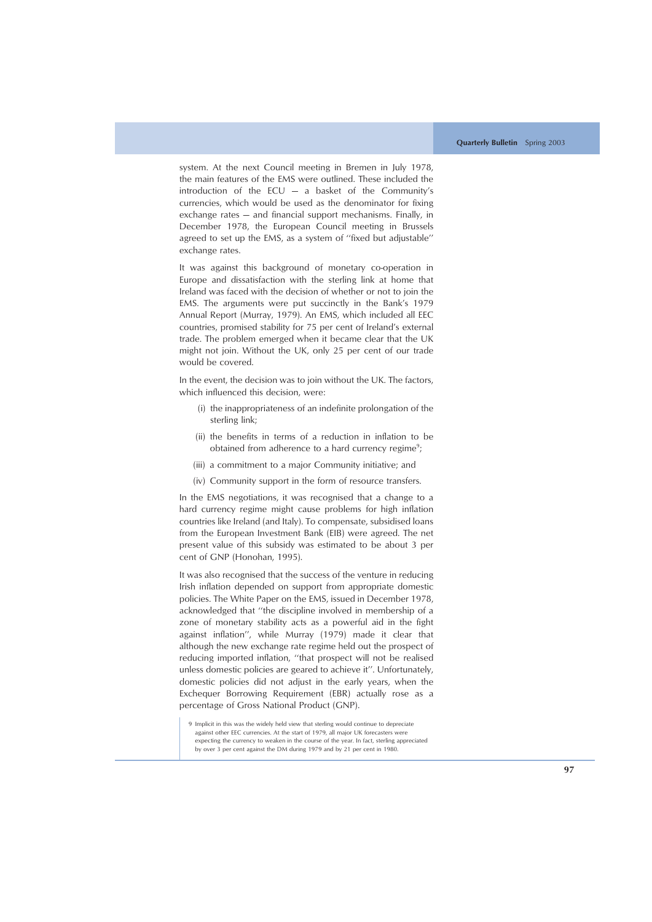system. At the next Council meeting in Bremen in July 1978, the main features of the EMS were outlined. These included the introduction of the ECU — a basket of the Community's currencies, which would be used as the denominator for fixing exchange rates — and financial support mechanisms. Finally, in December 1978, the European Council meeting in Brussels agreed to set up the EMS, as a system of "fixed but adjustable" exchange rates.

It was against this background of monetary co-operation in Europe and dissatisfaction with the sterling link at home that Ireland was faced with the decision of whether or not to join the EMS. The arguments were put succinctly in the Bank's 1979 Annual Report (Murray, 1979). An EMS, which included all EEC countries, promised stability for 75 per cent of Ireland's external trade. The problem emerged when it became clear that the UK might not join. Without the UK, only 25 per cent of our trade would be covered.

In the event, the decision was to join without the UK. The factors, which influenced this decision, were:

(i) the inappropriateness of an indefinite prolongation of the sterling link;

(ii) the benefits in terms of a reduction in inflation to be obtained from adherence to a hard currency regime[9];

(iii) a commitment to a major Community initiative; and

(iv) Community support in the form of resource transfers.

In the EMS negotiations, it was recognised that a change to a hard currency regime might cause problems for high inflation countries like Ireland (and Italy). To compensate, subsidised loans from the European Investment Bank (EIB) were agreed. The net present value of this subsidy was estimated to be about 3 per cent of GNP (Honohan, 1995).

It was also recognised that the success of the venture in reducing Irish inflation depended on support from appropriate domestic policies. The White Paper on the EMS, issued in December 1978, acknowledged that "the discipline involved in membership of a zone of monetary stability acts as a powerful aid in the fight against inflation", while Murray (1979) made it clear that although the new exchange rate regime held out the prospect of reducing imported inflation, "that prospect will not be realised unless domestic policies are geared to achieve it". Unfortunately, domestic policies did not adjust in the early years, when the Exchequer Borrowing Requirement (EBR) actually rose as a percentage of Gross National Product (GNP).

9 Implicit in this was the widely held view that sterling would continue to depreciate against other EEC currencies. At the start of 1979, all major UK forecasters were expecting the currency to weaken in the course of the year. In fact, sterling appreciated by over 3 per cent against the DM during 1979 and by 21 per cent in 1980.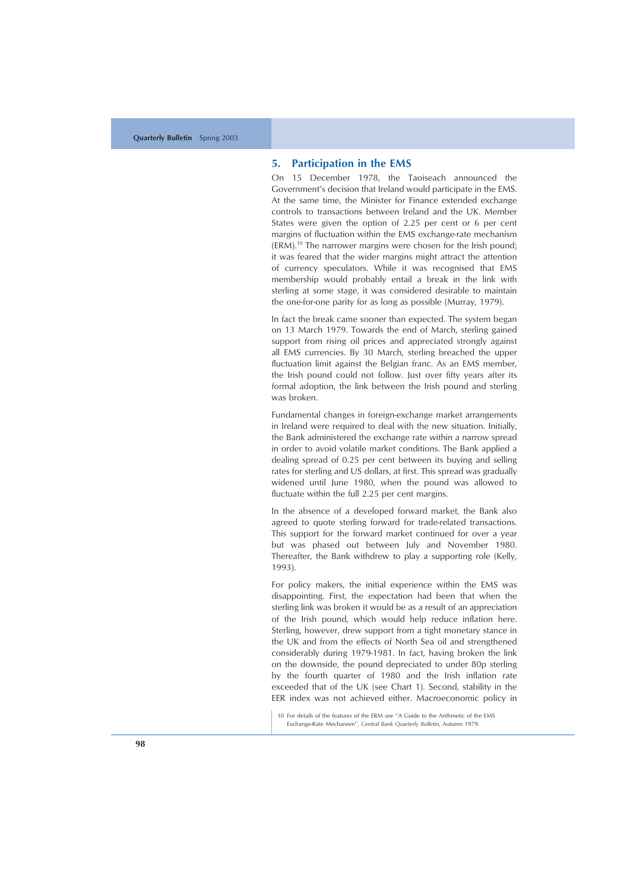## 5. Participation in the EMS

On 15 December 1978, the Taoiseach announced the Government's decision that Ireland would participate in the EMS. At the same time, the Minister for Finance extended exchange controls to transactions between Ireland and the UK. Member States were given the option of 2.25 per cent or 6 per cent margins of fluctuation within the EMS exchange-rate mechanism (ERM).[10] The narrower margins were chosen for the Irish pound; it was feared that the wider margins might attract the attention of currency speculators. While it was recognised that EMS membership would probably entail a break in the link with sterling at some stage, it was considered desirable to maintain the one-for-one parity for as long as possible (Murray, 1979).

In fact the break came sooner than expected. The system began on 13 March 1979. Towards the end of March, sterling gained support from rising oil prices and appreciated strongly against all EMS currencies. By 30 March, sterling breached the upper fluctuation limit against the Belgian franc. As an EMS member, the Irish pound could not follow. Just over fifty years after its formal adoption, the link between the Irish pound and sterling was broken.

Fundamental changes in foreign-exchange market arrangements in Ireland were required to deal with the new situation. Initially, the Bank administered the exchange rate within a narrow spread in order to avoid volatile market conditions. The Bank applied a dealing spread of 0.25 per cent between its buying and selling rates for sterling and US dollars, at first. This spread was gradually widened until June 1980, when the pound was allowed to fluctuate within the full 2.25 per cent margins.

In the absence of a developed forward market, the Bank also agreed to quote sterling forward for trade-related transactions. This support for the forward market continued for over a year but was phased out between July and November 1980. Thereafter, the Bank withdrew to play a supporting role (Kelly, 1993).

For policy makers, the initial experience within the EMS was disappointing. First, the expectation had been that when the sterling link was broken it would be as a result of an appreciation of the Irish pound, which would help reduce inflation here. Sterling, however, drew support from a tight monetary stance in the UK and from the effects of North Sea oil and strengthened considerably during 1979-1981. In fact, having broken the link on the downside, the pound depreciated to under 80p sterling by the fourth quarter of 1980 and the Irish inflation rate exceeded that of the UK (see Chart 1). Second, stability in the EER index was not achieved either. Macroeconomic policy in

10 For details of the features of the ERM see "A Guide to the Arithmetic of the EMS Exchange-Rate Mechanism", *Central Bank Quarterly Bulletin*, Autumn 1979.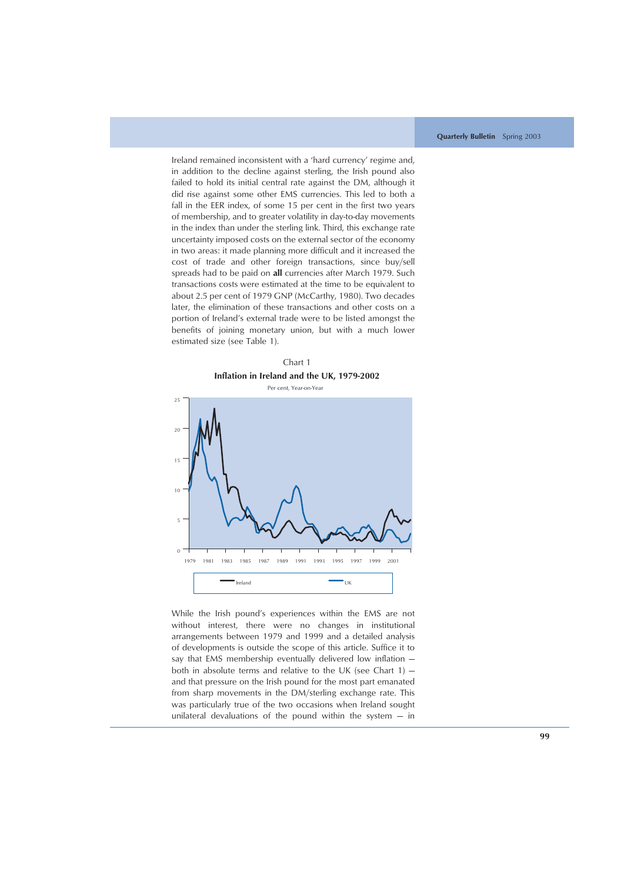Ireland remained inconsistent with a 'hard currency' regime and, in addition to the decline against sterling, the Irish pound also failed to hold its initial central rate against the DM, although it did rise against some other EMS currencies. This led to both a fall in the EER index, of some 15 per cent in the first two years of membership, and to greater volatility in day-to-day movements in the index than under the sterling link. Third, this exchange rate uncertainty imposed costs on the external sector of the economy in two areas: it made planning more difficult and it increased the cost of trade and other foreign transactions, since buy/sell spreads had to be paid on **all** currencies after March 1979. Such transactions costs were estimated at the time to be equivalent to about 2.5 per cent of 1979 GNP (McCarthy, 1980). Two decades later, the elimination of these transactions and other costs on a portion of Ireland's external trade were to be listed amongst the benefits of joining monetary union, but with a much lower estimated size (see Table 1).

Chart 1

**Inflation in Ireland and the UK, 1979-2002**

Per cent, Year-on-Year

While the Irish pound's experiences within the EMS are not without interest, there were no changes in institutional arrangements between 1979 and 1999 and a detailed analysis of developments is outside the scope of this article. Suffice it to say that EMS membership eventually delivered low inflation — both in absolute terms and relative to the UK (see Chart 1) — and that pressure on the Irish pound for the most part emanated from sharp movements in the DM/sterling exchange rate. This was particularly true of the two occasions when Ireland sought unilateral devaluations of the pound within the system — in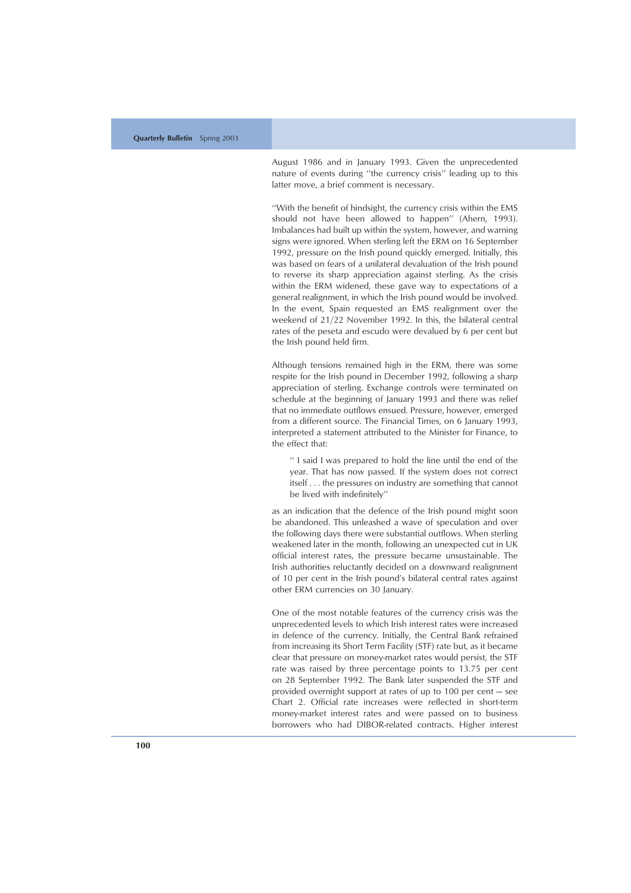August 1986 and in January 1993. Given the unprecedented nature of events during "the currency crisis" leading up to this latter move, a brief comment is necessary.

"With the benefit of hindsight, the currency crisis within the EMS should not have been allowed to happen" (Ahern, 1993). Imbalances had built up within the system, however, and warning signs were ignored. When sterling left the ERM on 16 September 1992, pressure on the Irish pound quickly emerged. Initially, this was based on fears of a unilateral devaluation of the Irish pound to reverse its sharp appreciation against sterling. As the crisis within the ERM widened, these gave way to expectations of a general realignment, in which the Irish pound would be involved. In the event, Spain requested an EMS realignment over the weekend of 21/22 November 1992. In this, the bilateral central rates of the peseta and escudo were devalued by 6 per cent but the Irish pound held firm.

Although tensions remained high in the ERM, there was some respite for the Irish pound in December 1992, following a sharp appreciation of sterling. Exchange controls were terminated on schedule at the beginning of January 1993 and there was relief that no immediate outflows ensued. Pressure, however, emerged from a different source. The Financial Times, on 6 January 1993, interpreted a statement attributed to the Minister for Finance, to the effect that:

> " I said I was prepared to hold the line until the end of the year. That has now passed. If the system does not correct itself . . . the pressures on industry are something that cannot be lived with indefinitely"

as an indication that the defence of the Irish pound might soon be abandoned. This unleashed a wave of speculation and over the following days there were substantial outflows. When sterling weakened later in the month, following an unexpected cut in UK official interest rates, the pressure became unsustainable. The Irish authorities reluctantly decided on a downward realignment of 10 per cent in the Irish pound's bilateral central rates against other ERM currencies on 30 January.

One of the most notable features of the currency crisis was the unprecedented levels to which Irish interest rates were increased in defence of the currency. Initially, the Central Bank refrained from increasing its Short Term Facility (STF) rate but, as it became clear that pressure on money-market rates would persist, the STF rate was raised by three percentage points to 13.75 per cent on 28 September 1992. The Bank later suspended the STF and provided overnight support at rates of up to 100 per cent — see Chart 2. Official rate increases were reflected in short-term money-market interest rates and were passed on to business borrowers who had DIBOR-related contracts. Higher interest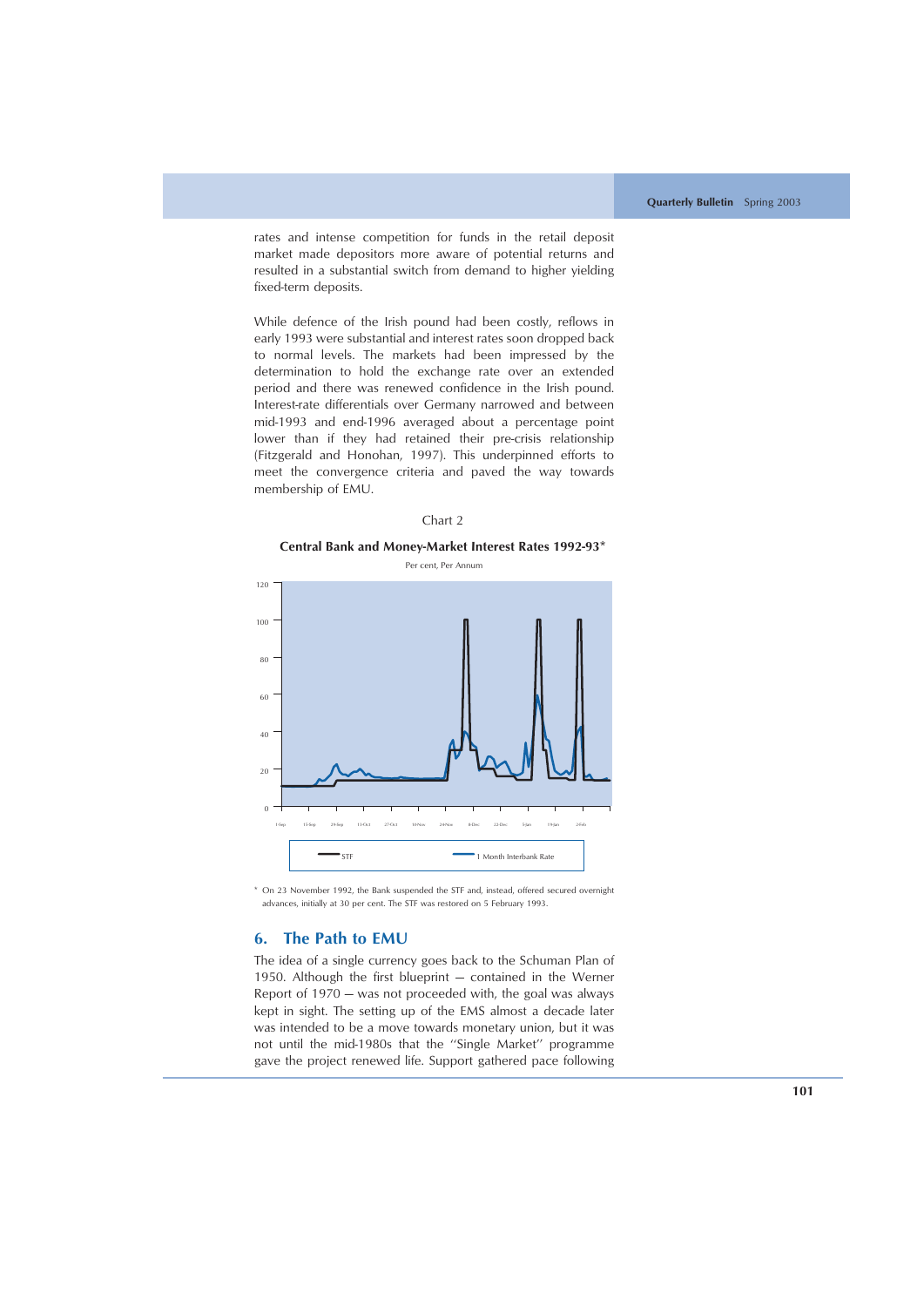rates and intense competition for funds in the retail deposit market made depositors more aware of potential returns and resulted in a substantial switch from demand to higher yielding fixed-term deposits.

While defence of the Irish pound had been costly, reflows in early 1993 were substantial and interest rates soon dropped back to normal levels. The markets had been impressed by the determination to hold the exchange rate over an extended period and there was renewed confidence in the Irish pound. Interest-rate differentials over Germany narrowed and between mid-1993 and end-1996 averaged about a percentage point lower than if they had retained their pre-crisis relationship (Fitzgerald and Honohan, 1997). This underpinned efforts to meet the convergence criteria and paved the way towards membership of EMU.

Chart 2

**Central Bank and Money-Market Interest Rates 1992-93***

Per cent, Per Annum

\* On 23 November 1992, the Bank suspended the STF and, instead, offered secured overnight advances, initially at 30 per cent. The STF was restored on 5 February 1993.

## 6. The Path to EMU

The idea of a single currency goes back to the Schuman Plan of 1950. Although the first blueprint — contained in the Werner Report of 1970 — was not proceeded with, the goal was always kept in sight. The setting up of the EMS almost a decade later was intended to be a move towards monetary union, but it was not until the mid-1980s that the "Single Market" programme gave the project renewed life. Support gathered pace following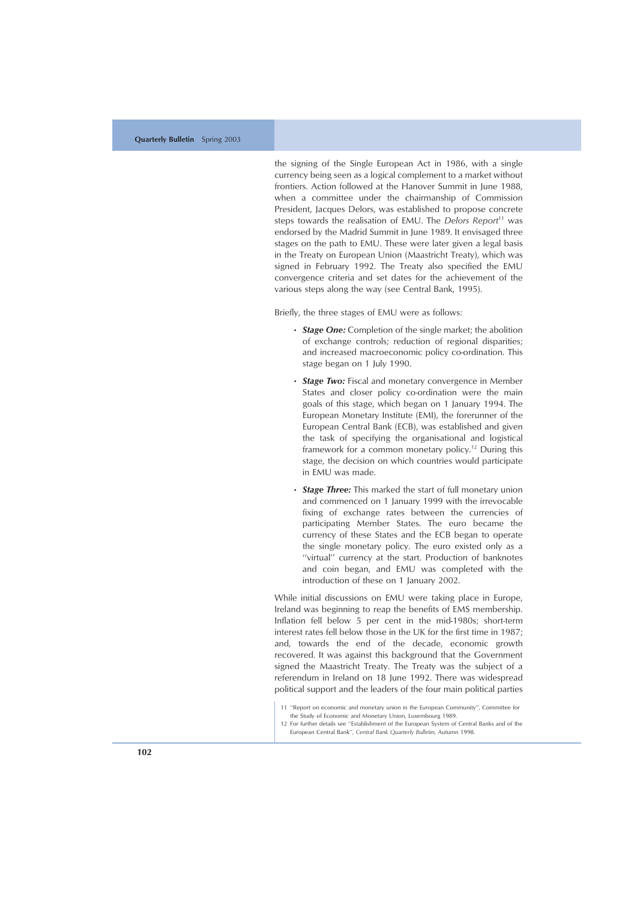the signing of the Single European Act in 1986, with a single currency being seen as a logical complement to a market without frontiers. Action followed at the Hanover Summit in June 1988, when a committee under the chairmanship of Commission President, Jacques Delors, was established to propose concrete steps towards the realisation of EMU. The *Delors Report*[11] was endorsed by the Madrid Summit in June 1989. It envisaged three stages on the path to EMU. These were later given a legal basis in the Treaty on European Union (Maastricht Treaty), which was signed in February 1992. The Treaty also specified the EMU convergence criteria and set dates for the achievement of the various steps along the way (see Central Bank, 1995).

Briefly, the three stages of EMU were as follows:

- ***Stage One:*** Completion of the single market; the abolition of exchange controls; reduction of regional disparities; and increased macroeconomic policy co-ordination. This stage began on 1 July 1990.
- ***Stage Two:*** Fiscal and monetary convergence in Member States and closer policy co-ordination were the main goals of this stage, which began on 1 January 1994. The European Monetary Institute (EMI), the forerunner of the European Central Bank (ECB), was established and given the task of specifying the organisational and logistical framework for a common monetary policy.[12] During this stage, the decision on which countries would participate in EMU was made.
- ***Stage Three:*** This marked the start of full monetary union and commenced on 1 January 1999 with the irrevocable fixing of exchange rates between the currencies of participating Member States. The euro became the currency of these States and the ECB began to operate the single monetary policy. The euro existed only as a "virtual" currency at the start. Production of banknotes and coin began, and EMU was completed with the introduction of these on 1 January 2002.

While initial discussions on EMU were taking place in Europe, Ireland was beginning to reap the benefits of EMS membership. Inflation fell below 5 per cent in the mid-1980s; short-term interest rates fell below those in the UK for the first time in 1987; and, towards the end of the decade, economic growth recovered. It was against this background that the Government signed the Maastricht Treaty. The Treaty was the subject of a referendum in Ireland on 18 June 1992. There was widespread political support and the leaders of the four main political parties

11 "Report on economic and monetary union in the European Community", Committee for the Study of Economic and Monetary Union, Luxembourg 1989.

12 For further details see "Establishment of the European System of Central Banks and of the European Central Bank", *Central Bank Quarterly Bulletin,* Autumn 1998.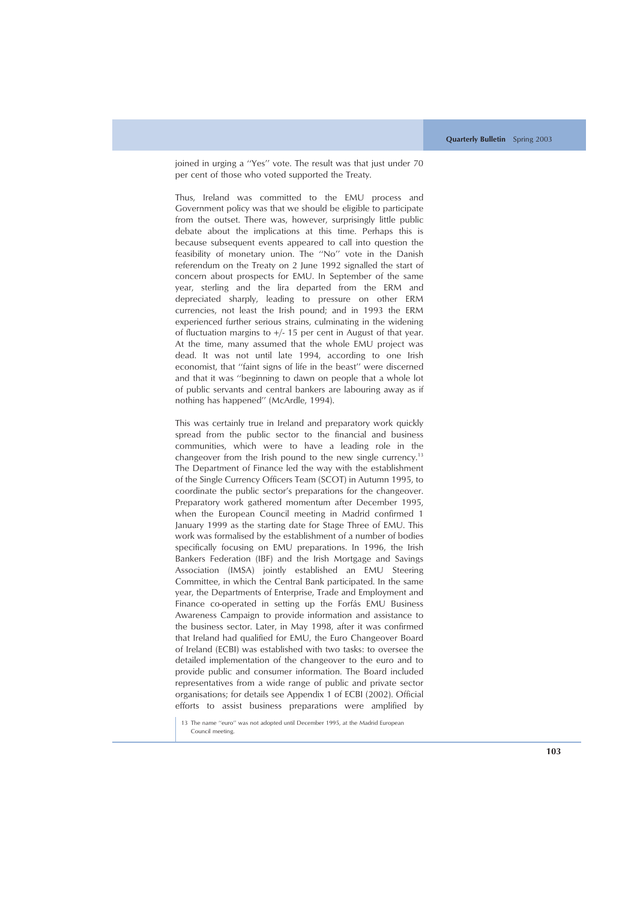joined in urging a "Yes" vote. The result was that just under 70 per cent of those who voted supported the Treaty.

Thus, Ireland was committed to the EMU process and Government policy was that we should be eligible to participate from the outset. There was, however, surprisingly little public debate about the implications at this time. Perhaps this is because subsequent events appeared to call into question the feasibility of monetary union. The "No" vote in the Danish referendum on the Treaty on 2 June 1992 signalled the start of concern about prospects for EMU. In September of the same year, sterling and the lira departed from the ERM and depreciated sharply, leading to pressure on other ERM currencies, not least the Irish pound; and in 1993 the ERM experienced further serious strains, culminating in the widening of fluctuation margins to +/- 15 per cent in August of that year. At the time, many assumed that the whole EMU project was dead. It was not until late 1994, according to one Irish economist, that "faint signs of life in the beast" were discerned and that it was "beginning to dawn on people that a whole lot of public servants and central bankers are labouring away as if nothing has happened" (McArdle, 1994).

This was certainly true in Ireland and preparatory work quickly spread from the public sector to the financial and business communities, which were to have a leading role in the changeover from the Irish pound to the new single currency.[13] The Department of Finance led the way with the establishment of the Single Currency Officers Team (SCOT) in Autumn 1995, to coordinate the public sector's preparations for the changeover. Preparatory work gathered momentum after December 1995, when the European Council meeting in Madrid confirmed 1 January 1999 as the starting date for Stage Three of EMU. This work was formalised by the establishment of a number of bodies specifically focusing on EMU preparations. In 1996, the Irish Bankers Federation (IBF) and the Irish Mortgage and Savings Association (IMSA) jointly established an EMU Steering Committee, in which the Central Bank participated. In the same year, the Departments of Enterprise, Trade and Employment and Finance co-operated in setting up the Forfás EMU Business Awareness Campaign to provide information and assistance to the business sector. Later, in May 1998, after it was confirmed that Ireland had qualified for EMU, the Euro Changeover Board of Ireland (ECBI) was established with two tasks: to oversee the detailed implementation of the changeover to the euro and to provide public and consumer information. The Board included representatives from a wide range of public and private sector organisations; for details see Appendix 1 of ECBI (2002). Official efforts to assist business preparations were amplified by

13 The name "euro" was not adopted until December 1995, at the Madrid European Council meeting.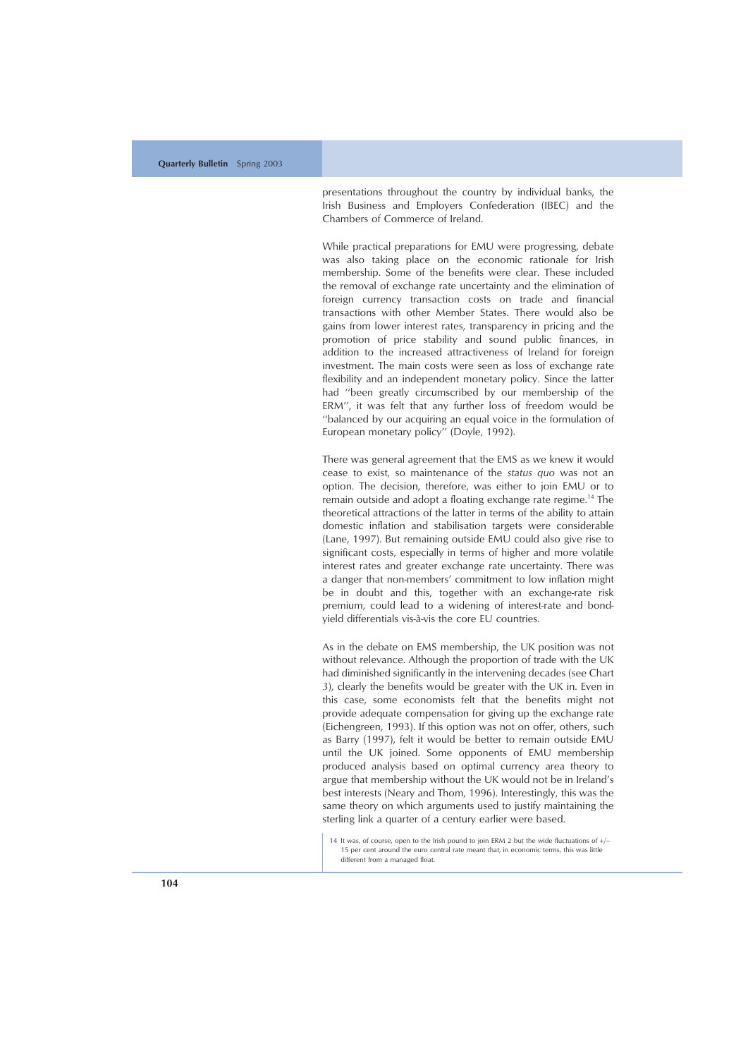presentations throughout the country by individual banks, the Irish Business and Employers Confederation (IBEC) and the Chambers of Commerce of Ireland.

While practical preparations for EMU were progressing, debate was also taking place on the economic rationale for Irish membership. Some of the benefits were clear. These included the removal of exchange rate uncertainty and the elimination of foreign currency transaction costs on trade and financial transactions with other Member States. There would also be gains from lower interest rates, transparency in pricing and the promotion of price stability and sound public finances, in addition to the increased attractiveness of Ireland for foreign investment. The main costs were seen as loss of exchange rate flexibility and an independent monetary policy. Since the latter had ''been greatly circumscribed by our membership of the ERM'', it was felt that any further loss of freedom would be ''balanced by our acquiring an equal voice in the formulation of European monetary policy'' (Doyle, 1992).

There was general agreement that the EMS as we knew it would cease to exist, so maintenance of the *status quo* was not an option. The decision, therefore, was either to join EMU or to remain outside and adopt a floating exchange rate regime.[14] The theoretical attractions of the latter in terms of the ability to attain domestic inflation and stabilisation targets were considerable (Lane, 1997). But remaining outside EMU could also give rise to significant costs, especially in terms of higher and more volatile interest rates and greater exchange rate uncertainty. There was a danger that non-members' commitment to low inflation might be in doubt and this, together with an exchange-rate risk premium, could lead to a widening of interest-rate and bond-yield differentials vis-à-vis the core EU countries.

As in the debate on EMS membership, the UK position was not without relevance. Although the proportion of trade with the UK had diminished significantly in the intervening decades (see Chart 3), clearly the benefits would be greater with the UK in. Even in this case, some economists felt that the benefits might not provide adequate compensation for giving up the exchange rate (Eichengreen, 1993). If this option was not on offer, others, such as Barry (1997), felt it would be better to remain outside EMU until the UK joined. Some opponents of EMU membership produced analysis based on optimal currency area theory to argue that membership without the UK would not be in Ireland's best interests (Neary and Thom, 1996). Interestingly, this was the same theory on which arguments used to justify maintaining the sterling link a quarter of a century earlier were based.

14 It was, of course, open to the Irish pound to join ERM 2 but the wide fluctuations of +/− 15 per cent around the euro central rate meant that, in economic terms, this was little different from a managed float.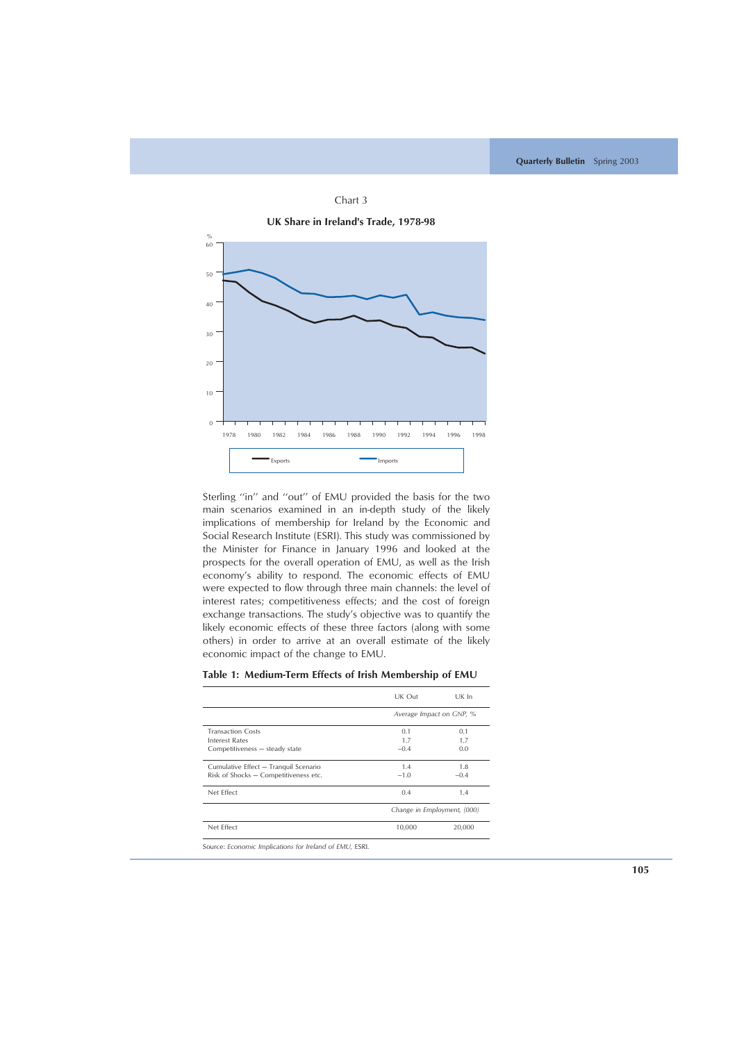Chart 3

**UK Share in Ireland's Trade, 1978-98**

Sterling "in" and "out" of EMU provided the basis for the two main scenarios examined in an in-depth study of the likely implications of membership for Ireland by the Economic and Social Research Institute (ESRI). This study was commissioned by the Minister for Finance in January 1996 and looked at the prospects for the overall operation of EMU, as well as the Irish economy's ability to respond. The economic effects of EMU were expected to flow through three main channels: the level of interest rates; competitiveness effects; and the cost of foreign exchange transactions. The study's objective was to quantify the likely economic effects of these three factors (along with some others) in order to arrive at an overall estimate of the likely economic impact of the change to EMU.

**Table 1: Medium-Term Effects of Irish Membership of EMU**

| | UK Out | UK In |
|---|---|---|
| | *Average Impact on GNP, %* | |
| Transaction Costs | 0.1 | 0.1 |
| Interest Rates | 1.7 | 1.7 |
| Competitiveness – steady state | −0.4 | 0.0 |
| Cumulative Effect – Tranquil Scenario | 1.4 | 1.8 |
| Risk of Shocks – Competitiveness etc. | −1.0 | −0.4 |
| Net Effect | 0.4 | 1.4 |
| | *Change in Employment, (000)* | |
| Net Effect | 10,000 | 20,000 |

Source: *Economic Implications for Ireland of EMU*, ESRI.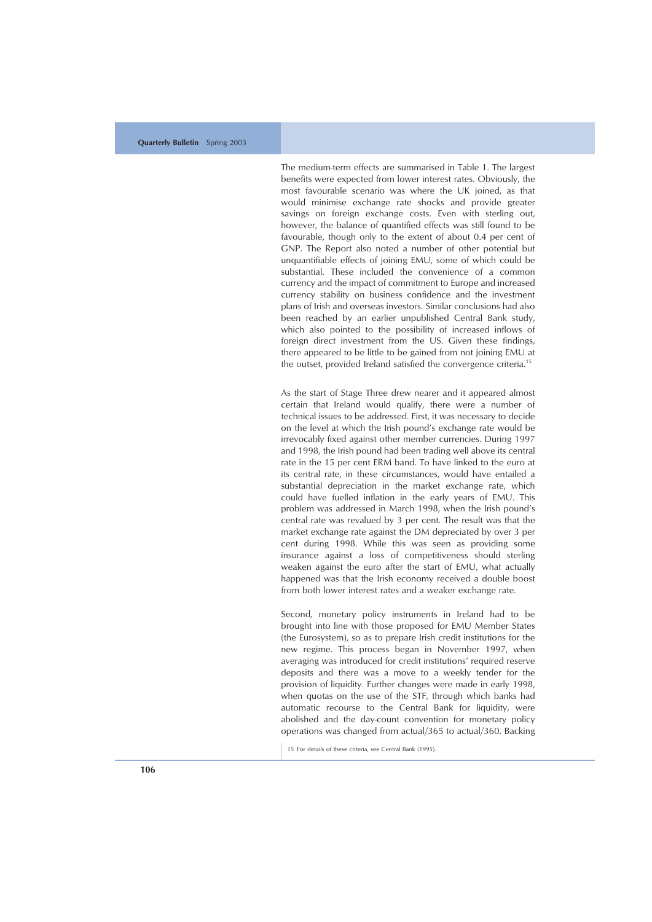The medium-term effects are summarised in Table 1. The largest benefits were expected from lower interest rates. Obviously, the most favourable scenario was where the UK joined, as that would minimise exchange rate shocks and provide greater savings on foreign exchange costs. Even with sterling out, however, the balance of quantified effects was still found to be favourable, though only to the extent of about 0.4 per cent of GNP. The Report also noted a number of other potential but unquantifiable effects of joining EMU, some of which could be substantial. These included the convenience of a common currency and the impact of commitment to Europe and increased currency stability on business confidence and the investment plans of Irish and overseas investors. Similar conclusions had also been reached by an earlier unpublished Central Bank study, which also pointed to the possibility of increased inflows of foreign direct investment from the US. Given these findings, there appeared to be little to be gained from not joining EMU at the outset, provided Ireland satisfied the convergence criteria.[15]

As the start of Stage Three drew nearer and it appeared almost certain that Ireland would qualify, there were a number of technical issues to be addressed. First, it was necessary to decide on the level at which the Irish pound's exchange rate would be irrevocably fixed against other member currencies. During 1997 and 1998, the Irish pound had been trading well above its central rate in the 15 per cent ERM band. To have linked to the euro at its central rate, in these circumstances, would have entailed a substantial depreciation in the market exchange rate, which could have fuelled inflation in the early years of EMU. This problem was addressed in March 1998, when the Irish pound's central rate was revalued by 3 per cent. The result was that the market exchange rate against the DM depreciated by over 3 per cent during 1998. While this was seen as providing some insurance against a loss of competitiveness should sterling weaken against the euro after the start of EMU, what actually happened was that the Irish economy received a double boost from both lower interest rates and a weaker exchange rate.

Second, monetary policy instruments in Ireland had to be brought into line with those proposed for EMU Member States (the Eurosystem), so as to prepare Irish credit institutions for the new regime. This process began in November 1997, when averaging was introduced for credit institutions' required reserve deposits and there was a move to a weekly tender for the provision of liquidity. Further changes were made in early 1998, when quotas on the use of the STF, through which banks had automatic recourse to the Central Bank for liquidity, were abolished and the day-count convention for monetary policy operations was changed from actual/365 to actual/360. Backing

15 For details of these criteria, see Central Bank (1995).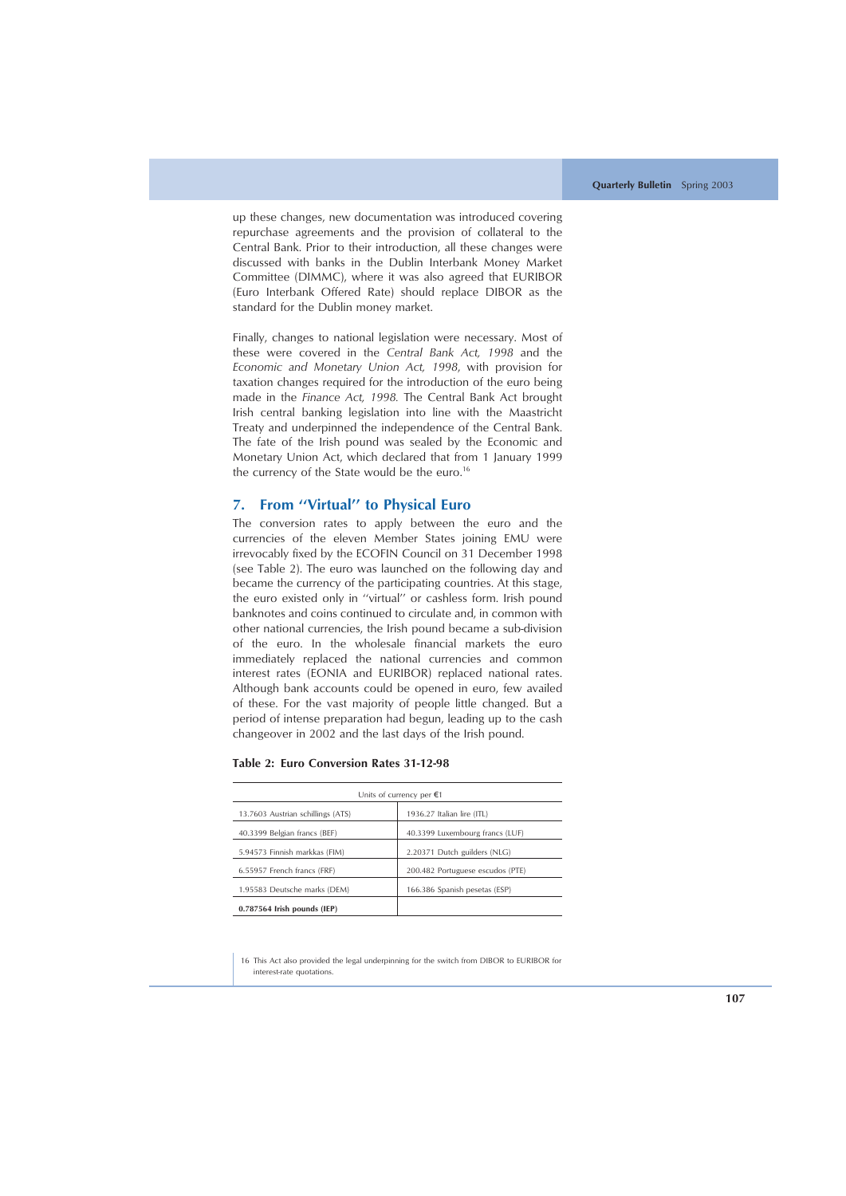up these changes, new documentation was introduced covering repurchase agreements and the provision of collateral to the Central Bank. Prior to their introduction, all these changes were discussed with banks in the Dublin Interbank Money Market Committee (DIMMC), where it was also agreed that EURIBOR (Euro Interbank Offered Rate) should replace DIBOR as the standard for the Dublin money market.

Finally, changes to national legislation were necessary. Most of these were covered in the *Central Bank Act, 1998* and the *Economic and Monetary Union Act, 1998*, with provision for taxation changes required for the introduction of the euro being made in the *Finance Act, 1998*. The Central Bank Act brought Irish central banking legislation into line with the Maastricht Treaty and underpinned the independence of the Central Bank. The fate of the Irish pound was sealed by the Economic and Monetary Union Act, which declared that from 1 January 1999 the currency of the State would be the euro.[16]

## 7. From "Virtual" to Physical Euro

The conversion rates to apply between the euro and the currencies of the eleven Member States joining EMU were irrevocably fixed by the ECOFIN Council on 31 December 1998 (see Table 2). The euro was launched on the following day and became the currency of the participating countries. At this stage, the euro existed only in "virtual" or cashless form. Irish pound banknotes and coins continued to circulate and, in common with other national currencies, the Irish pound became a sub-division of the euro. In the wholesale financial markets the euro immediately replaced the national currencies and common interest rates (EONIA and EURIBOR) replaced national rates. Although bank accounts could be opened in euro, few availed of these. For the vast majority of people little changed. But a period of intense preparation had begun, leading up to the cash changeover in 2002 and the last days of the Irish pound.

**Table 2: Euro Conversion Rates 31-12-98**

| Units of currency per €1 | |
|---|---|
| 13.7603 Austrian schillings (ATS) | 1936.27 Italian lire (ITL) |
| 40.3399 Belgian francs (BEF) | 40.3399 Luxembourg francs (LUF) |
| 5.94573 Finnish markkas (FIM) | 2.20371 Dutch guilders (NLG) |
| 6.55957 French francs (FRF) | 200.482 Portuguese escudos (PTE) |
| 1.95583 Deutsche marks (DEM) | 166.386 Spanish pesetas (ESP) |
| **0.787564 Irish pounds (IEP)** | |

16 This Act also provided the legal underpinning for the switch from DIBOR to EURIBOR for interest-rate quotations.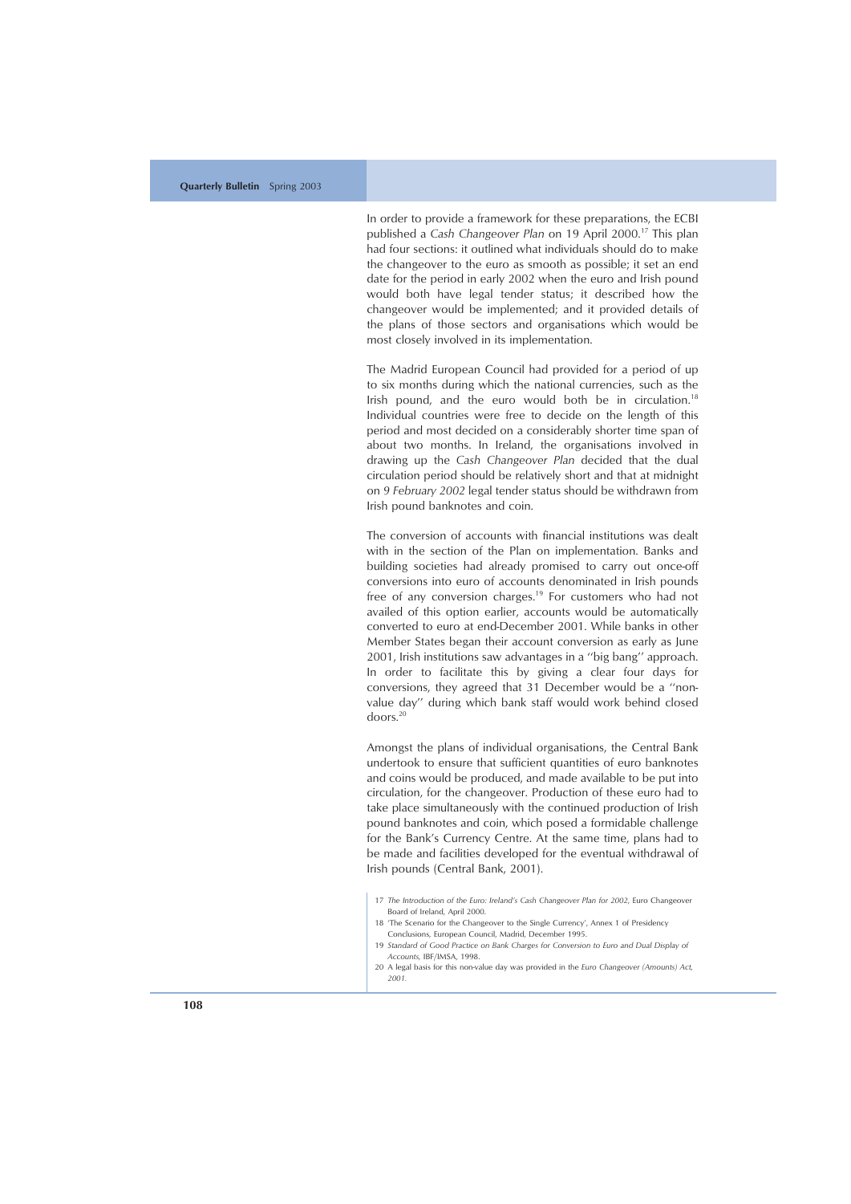In order to provide a framework for these preparations, the ECBI published a *Cash Changeover Plan* on 19 April 2000.[17] This plan had four sections: it outlined what individuals should do to make the changeover to the euro as smooth as possible; it set an end date for the period in early 2002 when the euro and Irish pound would both have legal tender status; it described how the changeover would be implemented; and it provided details of the plans of those sectors and organisations which would be most closely involved in its implementation.

The Madrid European Council had provided for a period of up to six months during which the national currencies, such as the Irish pound, and the euro would both be in circulation.[18] Individual countries were free to decide on the length of this period and most decided on a considerably shorter time span of about two months. In Ireland, the organisations involved in drawing up the *Cash Changeover Plan* decided that the dual circulation period should be relatively short and that at midnight on *9 February 2002* legal tender status should be withdrawn from Irish pound banknotes and coin.

The conversion of accounts with financial institutions was dealt with in the section of the Plan on implementation. Banks and building societies had already promised to carry out once-off conversions into euro of accounts denominated in Irish pounds free of any conversion charges.[19] For customers who had not availed of this option earlier, accounts would be automatically converted to euro at end-December 2001. While banks in other Member States began their account conversion as early as June 2001, Irish institutions saw advantages in a ''big bang'' approach. In order to facilitate this by giving a clear four days for conversions, they agreed that 31 December would be a ''non-value day'' during which bank staff would work behind closed doors.[20]

Amongst the plans of individual organisations, the Central Bank undertook to ensure that sufficient quantities of euro banknotes and coins would be produced, and made available to be put into circulation, for the changeover. Production of these euro had to take place simultaneously with the continued production of Irish pound banknotes and coin, which posed a formidable challenge for the Bank's Currency Centre. At the same time, plans had to be made and facilities developed for the eventual withdrawal of Irish pounds (Central Bank, 2001).

17 *The Introduction of the Euro: Ireland's Cash Changeover Plan for 2002*, Euro Changeover Board of Ireland, April 2000.

18 'The Scenario for the Changeover to the Single Currency', Annex 1 of Presidency Conclusions, European Council, Madrid, December 1995.

19 *Standard of Good Practice on Bank Charges for Conversion to Euro and Dual Display of Accounts*, IBF/IMSA, 1998.

20 A legal basis for this non-value day was provided in the *Euro Changeover (Amounts) Act, 2001.*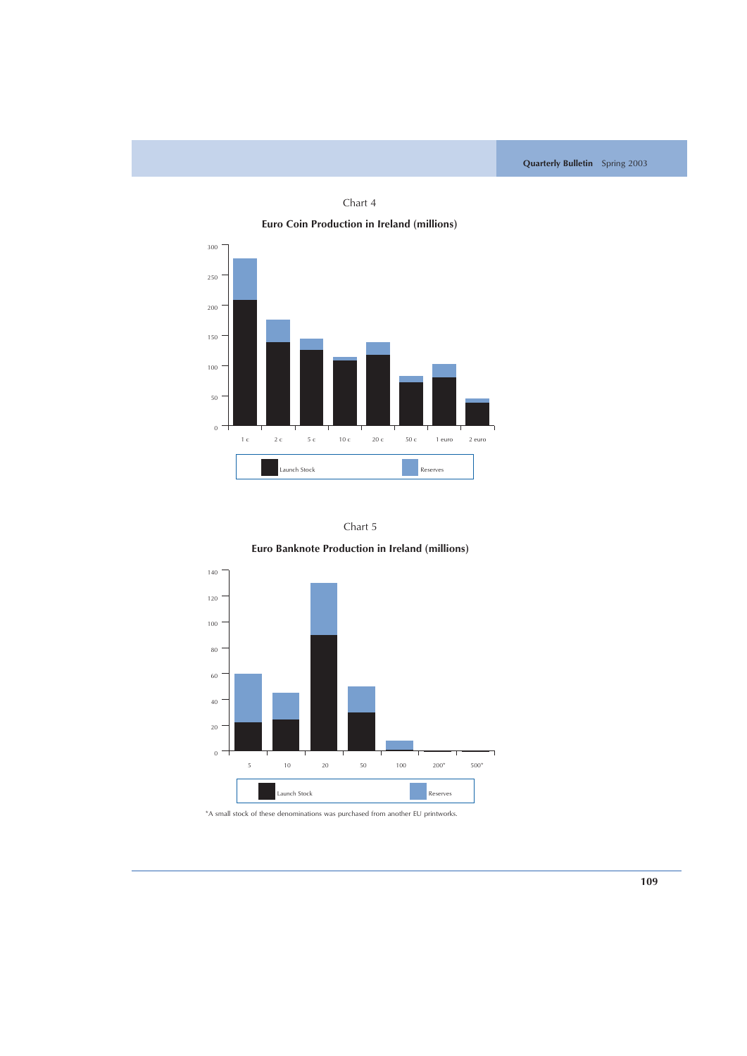Chart 4

**Euro Coin Production in Ireland (millions)**

Chart 5

**Euro Banknote Production in Ireland (millions)**

*A small stock of these denominations was purchased from another EU printworks.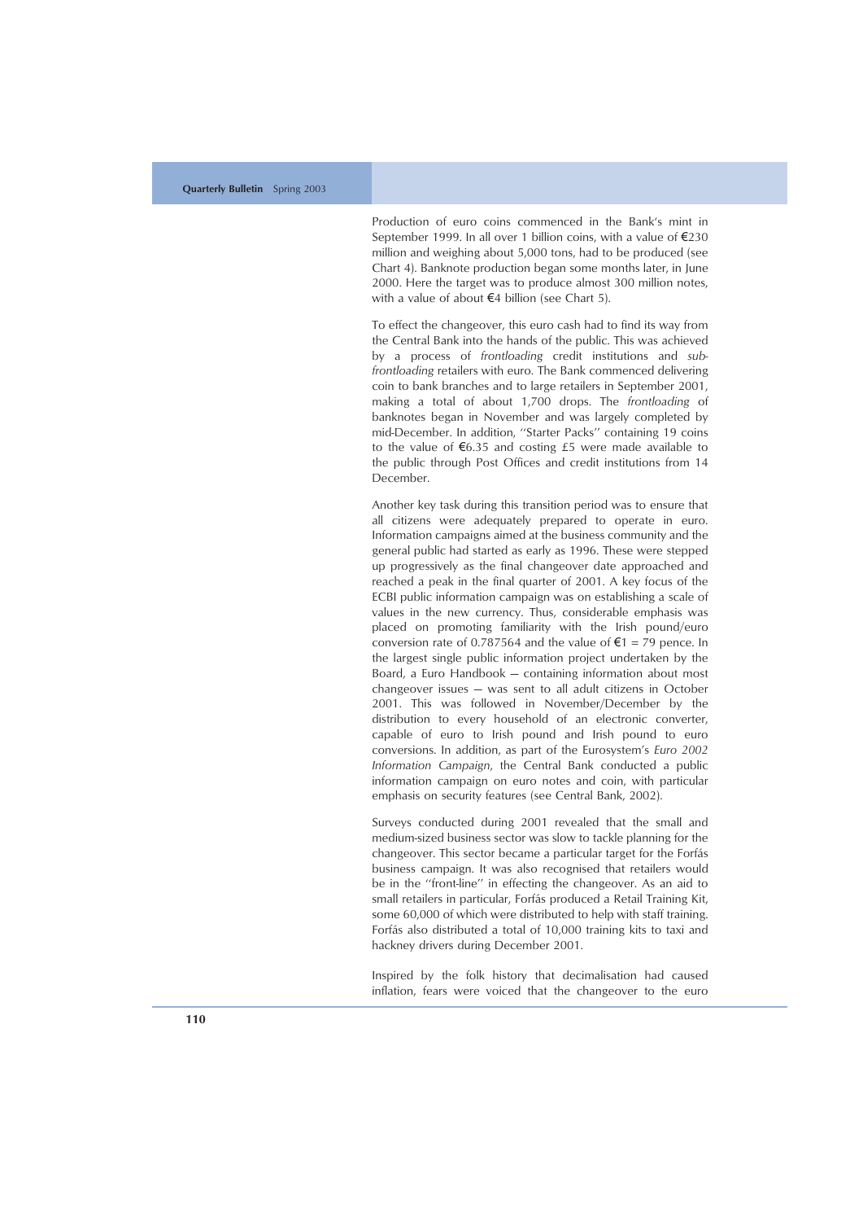Production of euro coins commenced in the Bank's mint in September 1999. In all over 1 billion coins, with a value of €230 million and weighing about 5,000 tons, had to be produced (see Chart 4). Banknote production began some months later, in June 2000. Here the target was to produce almost 300 million notes, with a value of about €4 billion (see Chart 5).

To effect the changeover, this euro cash had to find its way from the Central Bank into the hands of the public. This was achieved by a process of *frontloading* credit institutions and *sub-frontloading* retailers with euro. The Bank commenced delivering coin to bank branches and to large retailers in September 2001, making a total of about 1,700 drops. The *frontloading* of banknotes began in November and was largely completed by mid-December. In addition, "Starter Packs" containing 19 coins to the value of €6.35 and costing £5 were made available to the public through Post Offices and credit institutions from 14 December.

Another key task during this transition period was to ensure that all citizens were adequately prepared to operate in euro. Information campaigns aimed at the business community and the general public had started as early as 1996. These were stepped up progressively as the final changeover date approached and reached a peak in the final quarter of 2001. A key focus of the ECBI public information campaign was on establishing a scale of values in the new currency. Thus, considerable emphasis was placed on promoting familiarity with the Irish pound/euro conversion rate of 0.787564 and the value of €1 = 79 pence. In the largest single public information project undertaken by the Board, a Euro Handbook — containing information about most changeover issues — was sent to all adult citizens in October 2001. This was followed in November/December by the distribution to every household of an electronic converter, capable of euro to Irish pound and Irish pound to euro conversions. In addition, as part of the Eurosystem's *Euro 2002 Information Campaign*, the Central Bank conducted a public information campaign on euro notes and coin, with particular emphasis on security features (see Central Bank, 2002).

Surveys conducted during 2001 revealed that the small and medium-sized business sector was slow to tackle planning for the changeover. This sector became a particular target for the Forfás business campaign. It was also recognised that retailers would be in the "front-line" in effecting the changeover. As an aid to small retailers in particular, Forfás produced a Retail Training Kit, some 60,000 of which were distributed to help with staff training. Forfás also distributed a total of 10,000 training kits to taxi and hackney drivers during December 2001.

Inspired by the folk history that decimalisation had caused inflation, fears were voiced that the changeover to the euro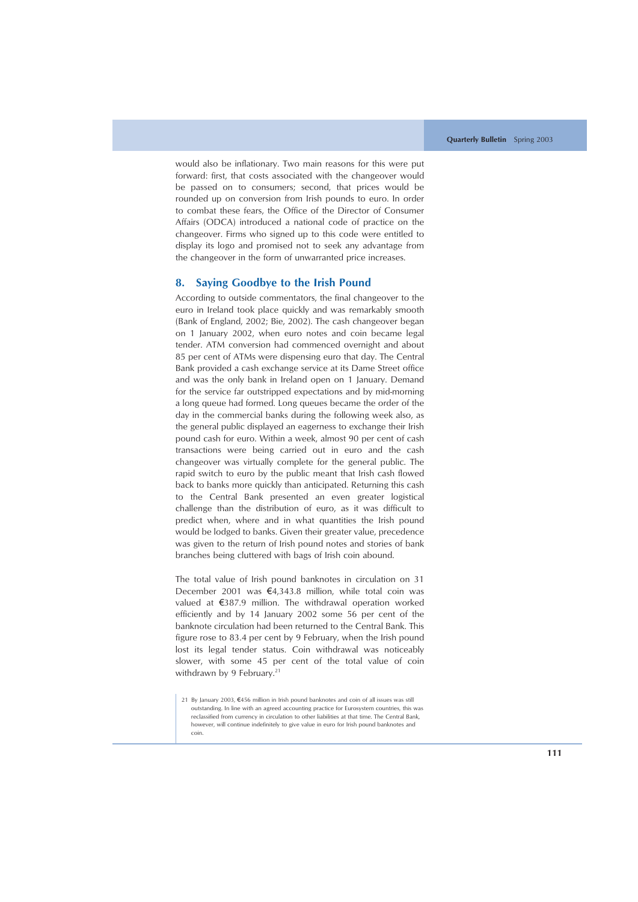would also be inflationary. Two main reasons for this were put forward: first, that costs associated with the changeover would be passed on to consumers; second, that prices would be rounded up on conversion from Irish pounds to euro. In order to combat these fears, the Office of the Director of Consumer Affairs (ODCA) introduced a national code of practice on the changeover. Firms who signed up to this code were entitled to display its logo and promised not to seek any advantage from the changeover in the form of unwarranted price increases.

## 8. Saying Goodbye to the Irish Pound

According to outside commentators, the final changeover to the euro in Ireland took place quickly and was remarkably smooth (Bank of England, 2002; Bie, 2002). The cash changeover began on 1 January 2002, when euro notes and coin became legal tender. ATM conversion had commenced overnight and about 85 per cent of ATMs were dispensing euro that day. The Central Bank provided a cash exchange service at its Dame Street office and was the only bank in Ireland open on 1 January. Demand for the service far outstripped expectations and by mid-morning a long queue had formed. Long queues became the order of the day in the commercial banks during the following week also, as the general public displayed an eagerness to exchange their Irish pound cash for euro. Within a week, almost 90 per cent of cash transactions were being carried out in euro and the cash changeover was virtually complete for the general public. The rapid switch to euro by the public meant that Irish cash flowed back to banks more quickly than anticipated. Returning this cash to the Central Bank presented an even greater logistical challenge than the distribution of euro, as it was difficult to predict when, where and in what quantities the Irish pound would be lodged to banks. Given their greater value, precedence was given to the return of Irish pound notes and stories of bank branches being cluttered with bags of Irish coin abound.

The total value of Irish pound banknotes in circulation on 31 December 2001 was €4,343.8 million, while total coin was valued at €387.9 million. The withdrawal operation worked efficiently and by 14 January 2002 some 56 per cent of the banknote circulation had been returned to the Central Bank. This figure rose to 83.4 per cent by 9 February, when the Irish pound lost its legal tender status. Coin withdrawal was noticeably slower, with some 45 per cent of the total value of coin withdrawn by 9 February.[21]

21 By January 2003, €456 million in Irish pound banknotes and coin of all issues was still outstanding. In line with an agreed accounting practice for Eurosystem countries, this was reclassified from currency in circulation to other liabilities at that time. The Central Bank, however, will continue indefinitely to give value in euro for Irish pound banknotes and coin.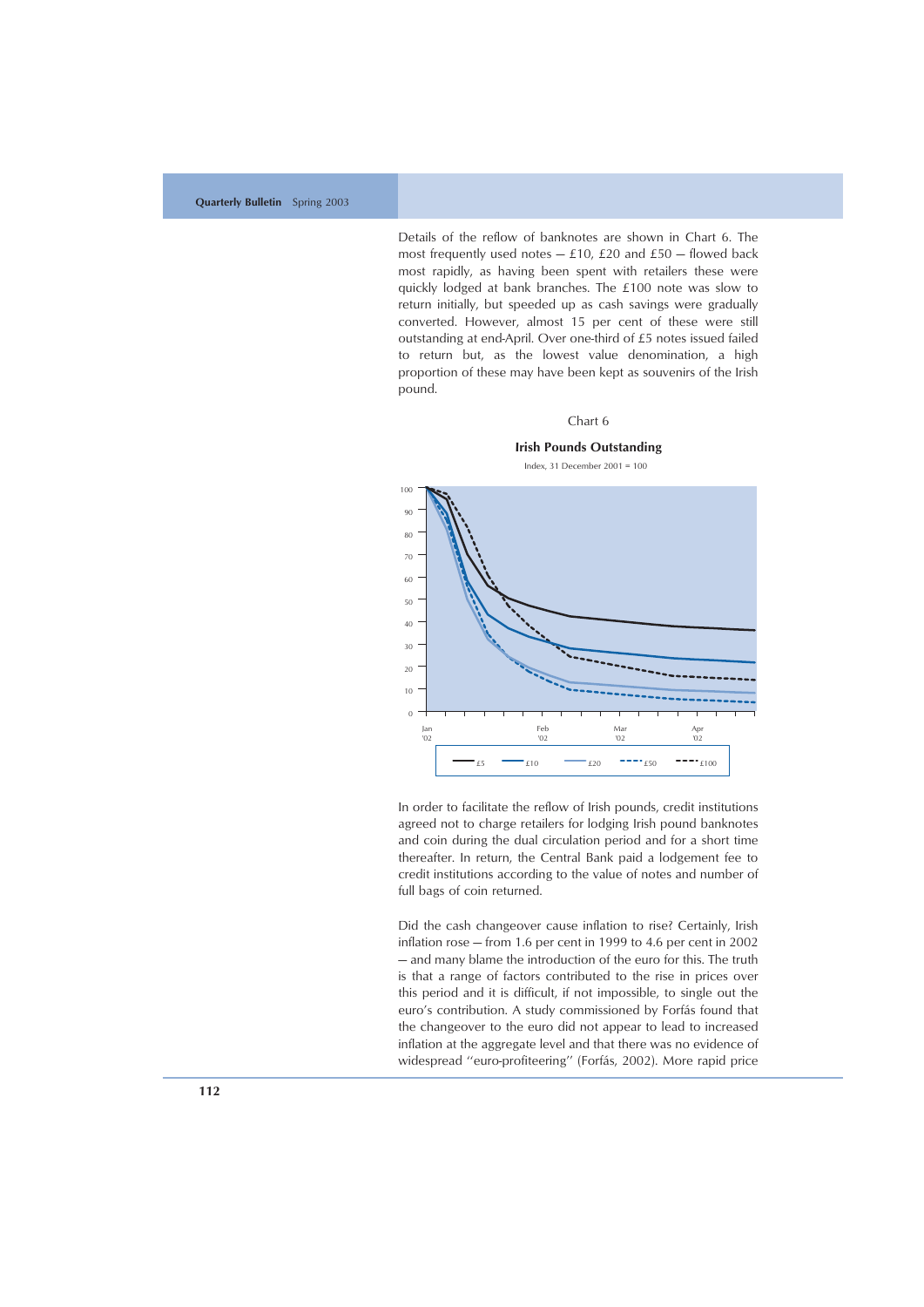Details of the reflow of banknotes are shown in Chart 6. The most frequently used notes — £10, £20 and £50 — flowed back most rapidly, as having been spent with retailers these were quickly lodged at bank branches. The £100 note was slow to return initially, but speeded up as cash savings were gradually converted. However, almost 15 per cent of these were still outstanding at end-April. Over one-third of £5 notes issued failed to return but, as the lowest value denomination, a high proportion of these may have been kept as souvenirs of the Irish pound.

Chart 6

**Irish Pounds Outstanding**

Index, 31 December 2001 = 100

In order to facilitate the reflow of Irish pounds, credit institutions agreed not to charge retailers for lodging Irish pound banknotes and coin during the dual circulation period and for a short time thereafter. In return, the Central Bank paid a lodgement fee to credit institutions according to the value of notes and number of full bags of coin returned.

Did the cash changeover cause inflation to rise? Certainly, Irish inflation rose — from 1.6 per cent in 1999 to 4.6 per cent in 2002 — and many blame the introduction of the euro for this. The truth is that a range of factors contributed to the rise in prices over this period and it is difficult, if not impossible, to single out the euro's contribution. A study commissioned by Forfás found that the changeover to the euro did not appear to lead to increased inflation at the aggregate level and that there was no evidence of widespread "euro-profiteering" (Forfás, 2002). More rapid price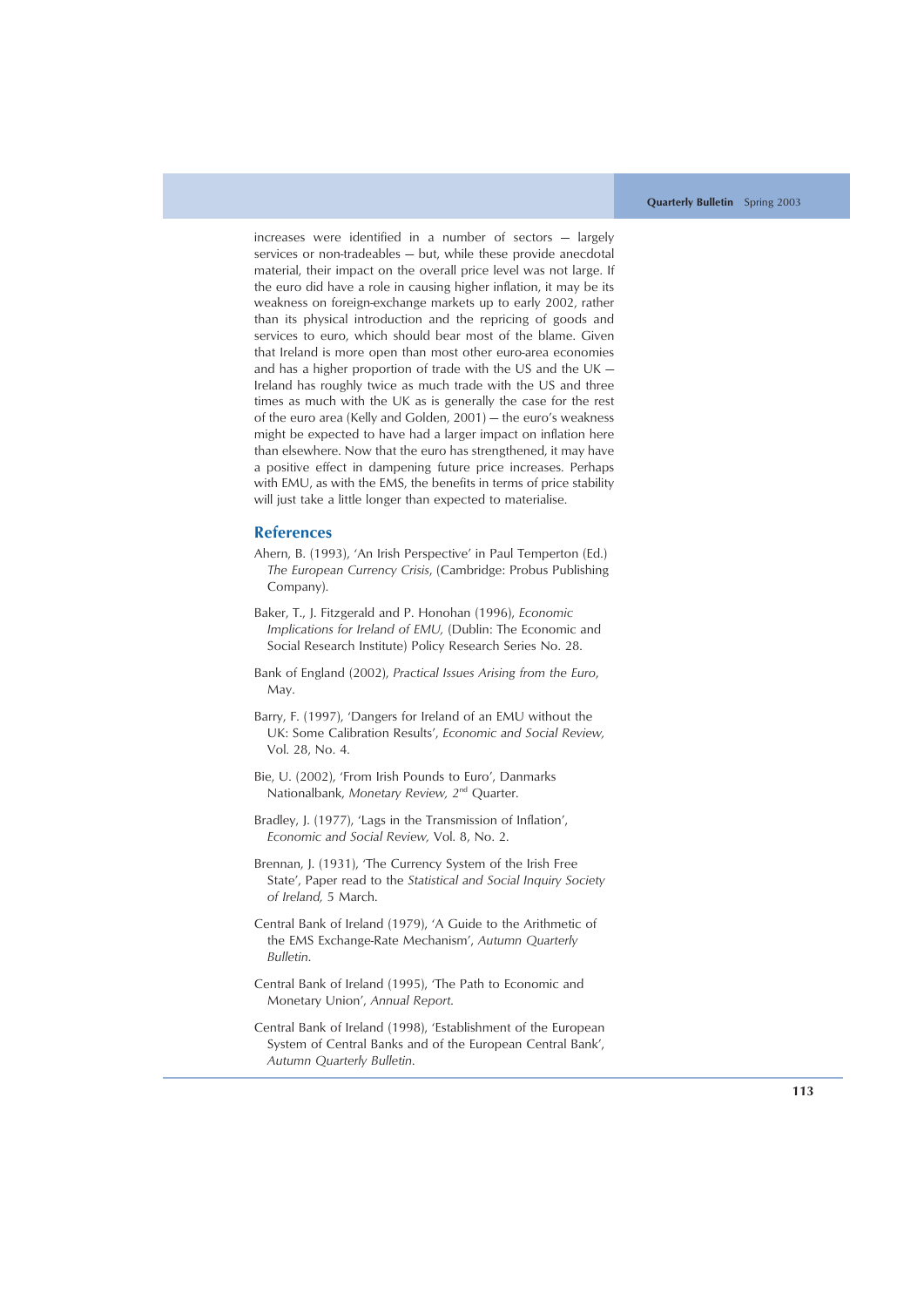increases were identified in a number of sectors — largely services or non-tradeables — but, while these provide anecdotal material, their impact on the overall price level was not large. If the euro did have a role in causing higher inflation, it may be its weakness on foreign-exchange markets up to early 2002, rather than its physical introduction and the repricing of goods and services to euro, which should bear most of the blame. Given that Ireland is more open than most other euro-area economies and has a higher proportion of trade with the US and the UK — Ireland has roughly twice as much trade with the US and three times as much with the UK as is generally the case for the rest of the euro area (Kelly and Golden, 2001) — the euro's weakness might be expected to have had a larger impact on inflation here than elsewhere. Now that the euro has strengthened, it may have a positive effect in dampening future price increases. Perhaps with EMU, as with the EMS, the benefits in terms of price stability will just take a little longer than expected to materialise.

## References

Ahern, B. (1993), 'An Irish Perspective' in Paul Temperton (Ed.) *The European Currency Crisis*, (Cambridge: Probus Publishing Company).

Baker, T., J. Fitzgerald and P. Honohan (1996), *Economic Implications for Ireland of EMU,* (Dublin: The Economic and Social Research Institute) Policy Research Series No. 28.

Bank of England (2002), *Practical Issues Arising from the Euro*, May.

Barry, F. (1997), 'Dangers for Ireland of an EMU without the UK: Some Calibration Results', *Economic and Social Review,* Vol. 28, No. 4.

Bie, U. (2002), 'From Irish Pounds to Euro', Danmarks Nationalbank, *Monetary Review, 2nd* Quarter.

Bradley, J. (1977), 'Lags in the Transmission of Inflation', *Economic and Social Review,* Vol. 8, No. 2.

Brennan, J. (1931), 'The Currency System of the Irish Free State', Paper read to the *Statistical and Social Inquiry Society of Ireland,* 5 March.

Central Bank of Ireland (1979), 'A Guide to the Arithmetic of the EMS Exchange-Rate Mechanism', *Autumn Quarterly Bulletin*.

Central Bank of Ireland (1995), 'The Path to Economic and Monetary Union', *Annual Report*.

Central Bank of Ireland (1998), 'Establishment of the European System of Central Banks and of the European Central Bank', *Autumn Quarterly Bulletin*.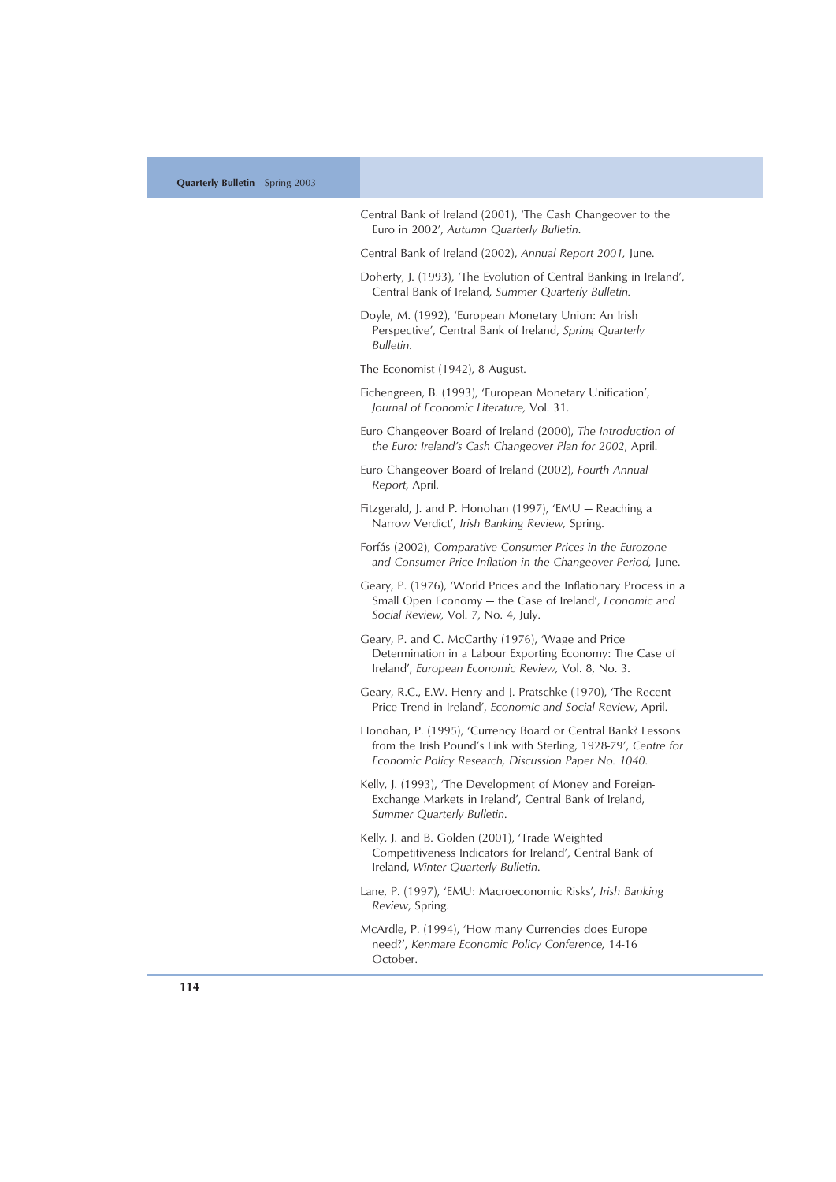Central Bank of Ireland (2001), 'The Cash Changeover to the Euro in 2002', *Autumn Quarterly Bulletin.*

Central Bank of Ireland (2002), *Annual Report 2001,* June.

Doherty, J. (1993), 'The Evolution of Central Banking in Ireland', Central Bank of Ireland, *Summer Quarterly Bulletin.*

Doyle, M. (1992), 'European Monetary Union: An Irish Perspective', Central Bank of Ireland, *Spring Quarterly Bulletin.*

The Economist (1942), 8 August.

Eichengreen, B. (1993), 'European Monetary Unification', *Journal of Economic Literature,* Vol. 31.

Euro Changeover Board of Ireland (2000), *The Introduction of the Euro: Ireland's Cash Changeover Plan for 2002*, April.

Euro Changeover Board of Ireland (2002), *Fourth Annual Report*, April.

Fitzgerald, J. and P. Honohan (1997), 'EMU — Reaching a Narrow Verdict', *Irish Banking Review,* Spring.

Forfás (2002), *Comparative Consumer Prices in the Eurozone and Consumer Price Inflation in the Changeover Period,* June.

Geary, P. (1976), 'World Prices and the Inflationary Process in a Small Open Economy — the Case of Ireland', *Economic and Social Review,* Vol. 7, No. 4, July.

Geary, P. and C. McCarthy (1976), 'Wage and Price Determination in a Labour Exporting Economy: The Case of Ireland', *European Economic Review,* Vol. 8, No. 3.

Geary, R.C., E.W. Henry and J. Pratschke (1970), 'The Recent Price Trend in Ireland', *Economic and Social Review*, April.

Honohan, P. (1995), 'Currency Board or Central Bank? Lessons from the Irish Pound's Link with Sterling, 1928-79', *Centre for Economic Policy Research, Discussion Paper No. 1040.*

Kelly, J. (1993), 'The Development of Money and Foreign-Exchange Markets in Ireland', Central Bank of Ireland, *Summer Quarterly Bulletin.*

Kelly, J. and B. Golden (2001), 'Trade Weighted Competitiveness Indicators for Ireland', Central Bank of Ireland, *Winter Quarterly Bulletin.*

Lane, P. (1997), 'EMU: Macroeconomic Risks', *Irish Banking Review*, Spring.

McArdle, P. (1994), 'How many Currencies does Europe need?', *Kenmare Economic Policy Conference,* 14-16 October.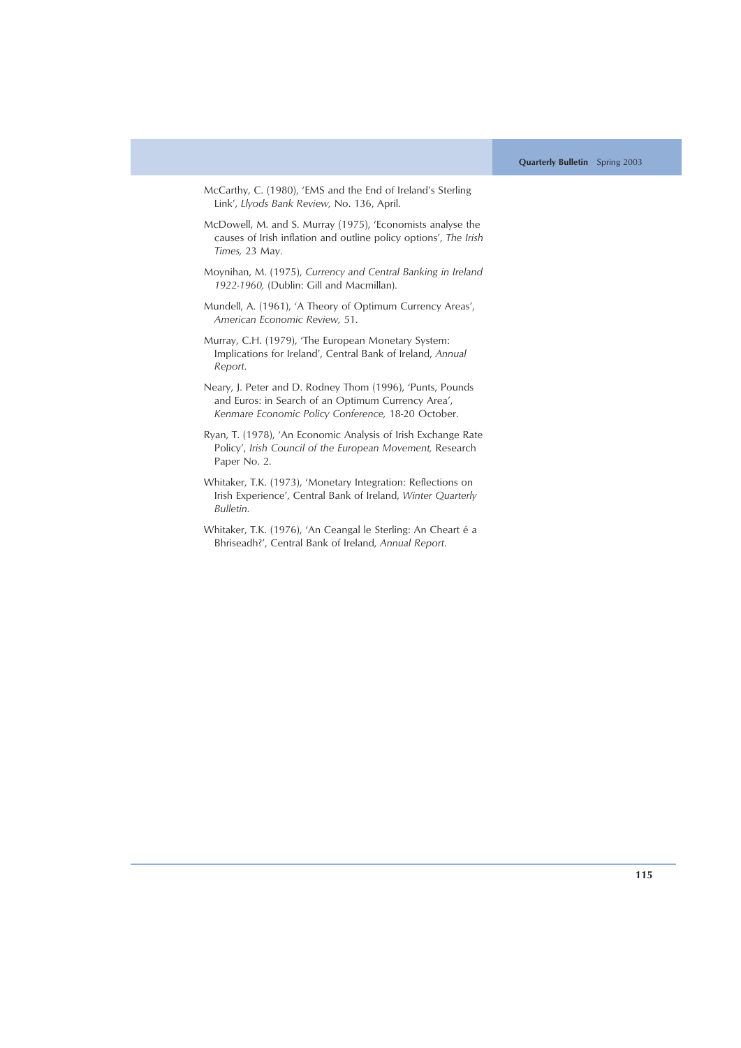McCarthy, C. (1980), 'EMS and the End of Ireland's Sterling Link', *Llyods Bank Review,* No. 136, April.

McDowell, M. and S. Murray (1975), 'Economists analyse the causes of Irish inflation and outline policy options', *The Irish Times,* 23 May.

Moynihan, M. (1975), *Currency and Central Banking in Ireland 1922-1960,* (Dublin: Gill and Macmillan).

Mundell, A. (1961), 'A Theory of Optimum Currency Areas', *American Economic Review,* 51.

Murray, C.H. (1979), 'The European Monetary System: Implications for Ireland', Central Bank of Ireland, *Annual Report*.

Neary, J. Peter and D. Rodney Thom (1996), 'Punts, Pounds and Euros: in Search of an Optimum Currency Area', *Kenmare Economic Policy Conference,* 18-20 October.

Ryan, T. (1978), 'An Economic Analysis of Irish Exchange Rate Policy', *Irish Council of the European Movement*, Research Paper No. 2.

Whitaker, T.K. (1973), 'Monetary Integration: Reflections on Irish Experience', Central Bank of Ireland, *Winter Quarterly Bulletin*.

Whitaker, T.K. (1976), 'An Ceangal le Sterling: An Cheart é a Bhriseadh?', Central Bank of Ireland, *Annual Report*.